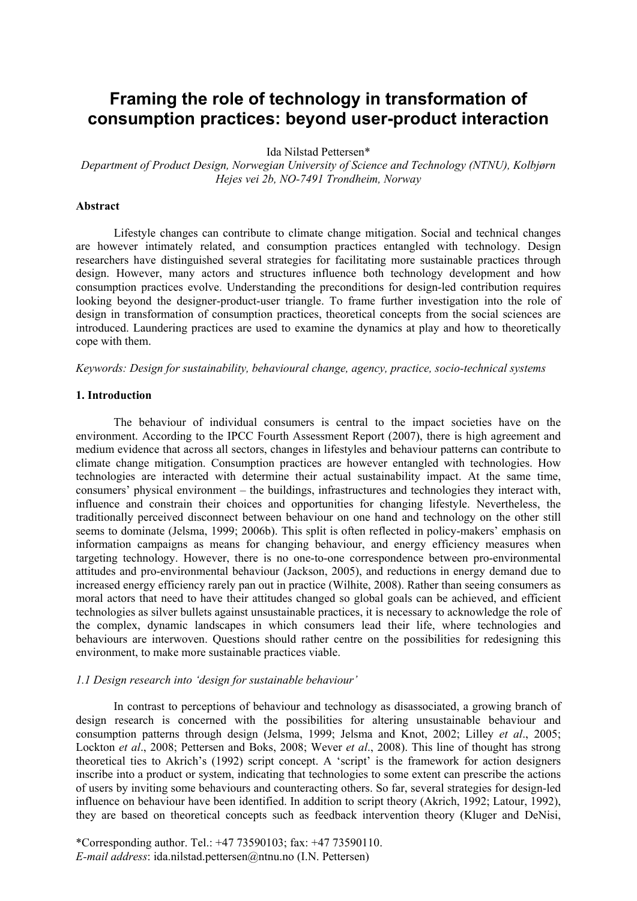# Framing the role of technology in transformation of consumption practices: beyond user-product interaction

Ida Nilstad Pettersen*

*Department of Product Design, Norwegian University of Science and Technology (NTNU), Kolbjørn Hejes vei 2b, NO-7491 Trondheim, Norway*

**Abstract**

Lifestyle changes can contribute to climate change mitigation. Social and technical changes are however intimately related, and consumption practices entangled with technology. Design researchers have distinguished several strategies for facilitating more sustainable practices through design. However, many actors and structures influence both technology development and how consumption practices evolve. Understanding the preconditions for design-led contribution requires looking beyond the designer-product-user triangle. To frame further investigation into the role of design in transformation of consumption practices, theoretical concepts from the social sciences are introduced. Laundering practices are used to examine the dynamics at play and how to theoretically cope with them.

*Keywords: Design for sustainability, behavioural change, agency, practice, socio-technical systems*

**1. Introduction**

The behaviour of individual consumers is central to the impact societies have on the environment. According to the IPCC Fourth Assessment Report (2007), there is high agreement and medium evidence that across all sectors, changes in lifestyles and behaviour patterns can contribute to climate change mitigation. Consumption practices are however entangled with technologies. How technologies are interacted with determine their actual sustainability impact. At the same time, consumers' physical environment – the buildings, infrastructures and technologies they interact with, influence and constrain their choices and opportunities for changing lifestyle. Nevertheless, the traditionally perceived disconnect between behaviour on one hand and technology on the other still seems to dominate (Jelsma, 1999; 2006b). This split is often reflected in policy-makers' emphasis on information campaigns as means for changing behaviour, and energy efficiency measures when targeting technology. However, there is no one-to-one correspondence between pro-environmental attitudes and pro-environmental behaviour (Jackson, 2005), and reductions in energy demand due to increased energy efficiency rarely pan out in practice (Wilhite, 2008). Rather than seeing consumers as moral actors that need to have their attitudes changed so global goals can be achieved, and efficient technologies as silver bullets against unsustainable practices, it is necessary to acknowledge the role of the complex, dynamic landscapes in which consumers lead their life, where technologies and behaviours are interwoven. Questions should rather centre on the possibilities for redesigning this environment, to make more sustainable practices viable.

*1.1 Design research into 'design for sustainable behaviour'*

In contrast to perceptions of behaviour and technology as disassociated, a growing branch of design research is concerned with the possibilities for altering unsustainable behaviour and consumption patterns through design (Jelsma, 1999; Jelsma and Knot, 2002; Lilley *et al*., 2005; Lockton *et al*., 2008; Pettersen and Boks, 2008; Wever *et al*., 2008). This line of thought has strong theoretical ties to Akrich's (1992) script concept. A 'script' is the framework for action designers inscribe into a product or system, indicating that technologies to some extent can prescribe the actions of users by inviting some behaviours and counteracting others. So far, several strategies for design-led influence on behaviour have been identified. In addition to script theory (Akrich, 1992; Latour, 1992), they are based on theoretical concepts such as feedback intervention theory (Kluger and DeNisi,

*Corresponding author. Tel.: +47 73590103; fax: +47 73590110.
*E-mail address*: ida.nilstad.pettersen@ntnu.no (I.N. Pettersen)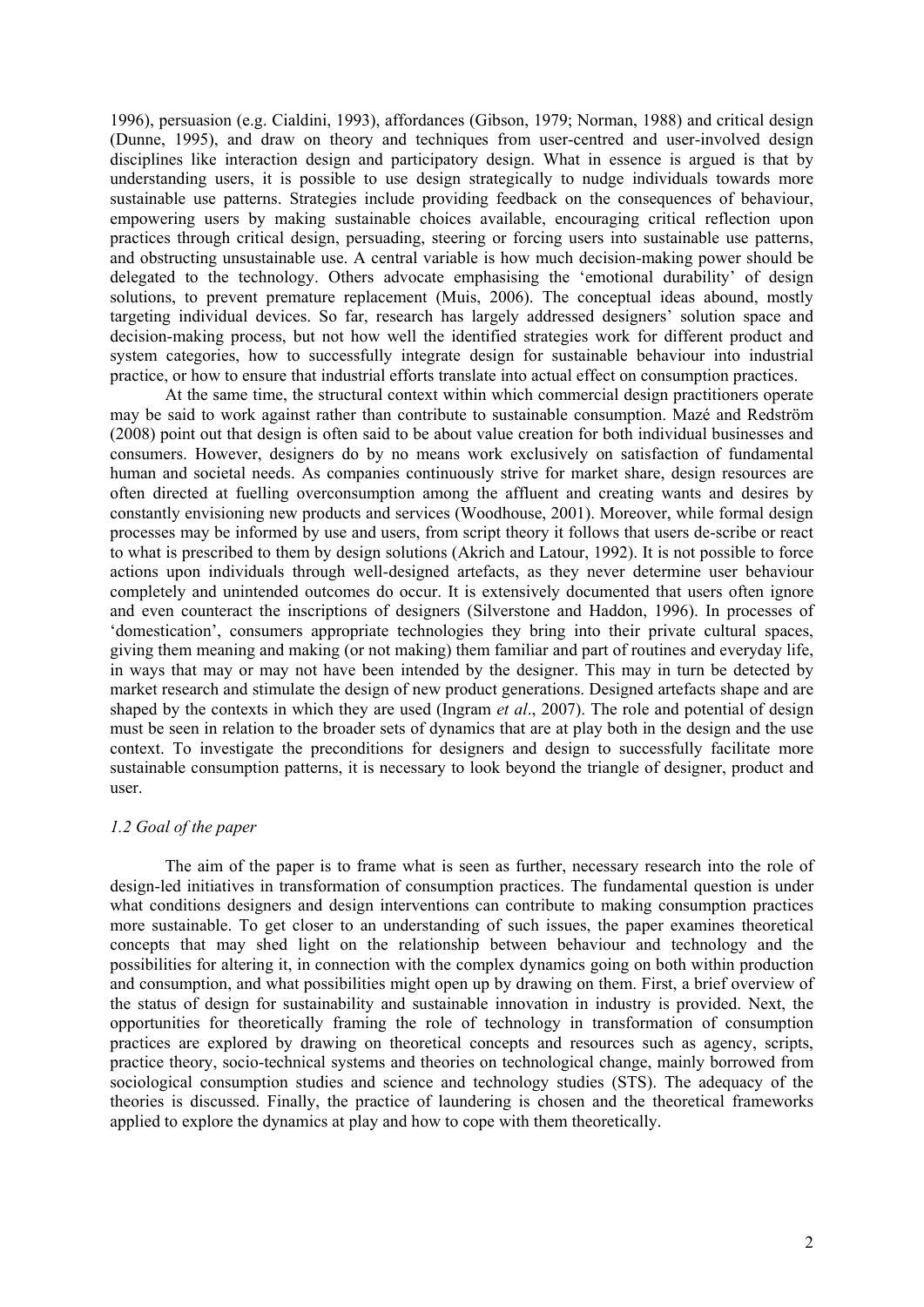1996), persuasion (e.g. Cialdini, 1993), affordances (Gibson, 1979; Norman, 1988) and critical design (Dunne, 1995), and draw on theory and techniques from user-centred and user-involved design disciplines like interaction design and participatory design. What in essence is argued is that by understanding users, it is possible to use design strategically to nudge individuals towards more sustainable use patterns. Strategies include providing feedback on the consequences of behaviour, empowering users by making sustainable choices available, encouraging critical reflection upon practices through critical design, persuading, steering or forcing users into sustainable use patterns, and obstructing unsustainable use. A central variable is how much decision-making power should be delegated to the technology. Others advocate emphasising the 'emotional durability' of design solutions, to prevent premature replacement (Muis, 2006). The conceptual ideas abound, mostly targeting individual devices. So far, research has largely addressed designers' solution space and decision-making process, but not how well the identified strategies work for different product and system categories, how to successfully integrate design for sustainable behaviour into industrial practice, or how to ensure that industrial efforts translate into actual effect on consumption practices.

At the same time, the structural context within which commercial design practitioners operate may be said to work against rather than contribute to sustainable consumption. Mazé and Redström (2008) point out that design is often said to be about value creation for both individual businesses and consumers. However, designers do by no means work exclusively on satisfaction of fundamental human and societal needs. As companies continuously strive for market share, design resources are often directed at fuelling overconsumption among the affluent and creating wants and desires by constantly envisioning new products and services (Woodhouse, 2001). Moreover, while formal design processes may be informed by use and users, from script theory it follows that users de-scribe or react to what is prescribed to them by design solutions (Akrich and Latour, 1992). It is not possible to force actions upon individuals through well-designed artefacts, as they never determine user behaviour completely and unintended outcomes do occur. It is extensively documented that users often ignore and even counteract the inscriptions of designers (Silverstone and Haddon, 1996). In processes of 'domestication', consumers appropriate technologies they bring into their private cultural spaces, giving them meaning and making (or not making) them familiar and part of routines and everyday life, in ways that may or may not have been intended by the designer. This may in turn be detected by market research and stimulate the design of new product generations. Designed artefacts shape and are shaped by the contexts in which they are used (Ingram *et al*., 2007). The role and potential of design must be seen in relation to the broader sets of dynamics that are at play both in the design and the use context. To investigate the preconditions for designers and design to successfully facilitate more sustainable consumption patterns, it is necessary to look beyond the triangle of designer, product and user.

### *1.2 Goal of the paper*

The aim of the paper is to frame what is seen as further, necessary research into the role of design-led initiatives in transformation of consumption practices. The fundamental question is under what conditions designers and design interventions can contribute to making consumption practices more sustainable. To get closer to an understanding of such issues, the paper examines theoretical concepts that may shed light on the relationship between behaviour and technology and the possibilities for altering it, in connection with the complex dynamics going on both within production and consumption, and what possibilities might open up by drawing on them. First, a brief overview of the status of design for sustainability and sustainable innovation in industry is provided. Next, the opportunities for theoretically framing the role of technology in transformation of consumption practices are explored by drawing on theoretical concepts and resources such as agency, scripts, practice theory, socio-technical systems and theories on technological change, mainly borrowed from sociological consumption studies and science and technology studies (STS). The adequacy of the theories is discussed. Finally, the practice of laundering is chosen and the theoretical frameworks applied to explore the dynamics at play and how to cope with them theoretically.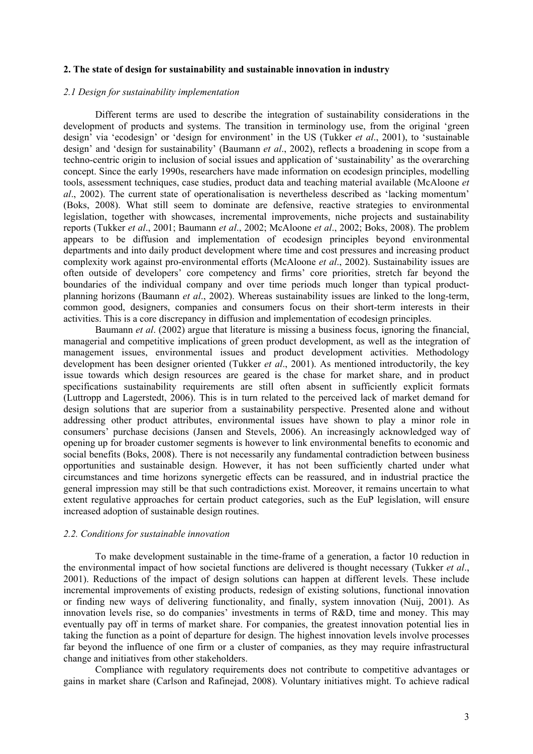## 2. The state of design for sustainability and sustainable innovation in industry

### *2.1 Design for sustainability implementation*

Different terms are used to describe the integration of sustainability considerations in the development of products and systems. The transition in terminology use, from the original 'green design' via 'ecodesign' or 'design for environment' in the US (Tukker *et al*., 2001), to 'sustainable design' and 'design for sustainability' (Baumann *et al*., 2002), reflects a broadening in scope from a techno-centric origin to inclusion of social issues and application of 'sustainability' as the overarching concept. Since the early 1990s, researchers have made information on ecodesign principles, modelling tools, assessment techniques, case studies, product data and teaching material available (McAloone *et al*., 2002). The current state of operationalisation is nevertheless described as 'lacking momentum' (Boks, 2008). What still seem to dominate are defensive, reactive strategies to environmental legislation, together with showcases, incremental improvements, niche projects and sustainability reports (Tukker *et al*., 2001; Baumann *et al*., 2002; McAloone *et al*., 2002; Boks, 2008). The problem appears to be diffusion and implementation of ecodesign principles beyond environmental departments and into daily product development where time and cost pressures and increasing product complexity work against pro-environmental efforts (McAloone *et al*., 2002). Sustainability issues are often outside of developers' core competency and firms' core priorities, stretch far beyond the boundaries of the individual company and over time periods much longer than typical product-planning horizons (Baumann *et al*., 2002). Whereas sustainability issues are linked to the long-term, common good, designers, companies and consumers focus on their short-term interests in their activities. This is a core discrepancy in diffusion and implementation of ecodesign principles.

Baumann *et al*. (2002) argue that literature is missing a business focus, ignoring the financial, managerial and competitive implications of green product development, as well as the integration of management issues, environmental issues and product development activities. Methodology development has been designer oriented (Tukker *et al*., 2001). As mentioned introductorily, the key issue towards which design resources are geared is the chase for market share, and in product specifications sustainability requirements are still often absent in sufficiently explicit formats (Luttropp and Lagerstedt, 2006). This is in turn related to the perceived lack of market demand for design solutions that are superior from a sustainability perspective. Presented alone and without addressing other product attributes, environmental issues have shown to play a minor role in consumers' purchase decisions (Jansen and Stevels, 2006). An increasingly acknowledged way of opening up for broader customer segments is however to link environmental benefits to economic and social benefits (Boks, 2008). There is not necessarily any fundamental contradiction between business opportunities and sustainable design. However, it has not been sufficiently charted under what circumstances and time horizons synergetic effects can be reassured, and in industrial practice the general impression may still be that such contradictions exist. Moreover, it remains uncertain to what extent regulative approaches for certain product categories, such as the EuP legislation, will ensure increased adoption of sustainable design routines.

### *2.2. Conditions for sustainable innovation*

To make development sustainable in the time-frame of a generation, a factor 10 reduction in the environmental impact of how societal functions are delivered is thought necessary (Tukker *et al*., 2001). Reductions of the impact of design solutions can happen at different levels. These include incremental improvements of existing products, redesign of existing solutions, functional innovation or finding new ways of delivering functionality, and finally, system innovation (Nuij, 2001). As innovation levels rise, so do companies' investments in terms of R&D, time and money. This may eventually pay off in terms of market share. For companies, the greatest innovation potential lies in taking the function as a point of departure for design. The highest innovation levels involve processes far beyond the influence of one firm or a cluster of companies, as they may require infrastructural change and initiatives from other stakeholders.

Compliance with regulatory requirements does not contribute to competitive advantages or gains in market share (Carlson and Rafinejad, 2008). Voluntary initiatives might. To achieve radical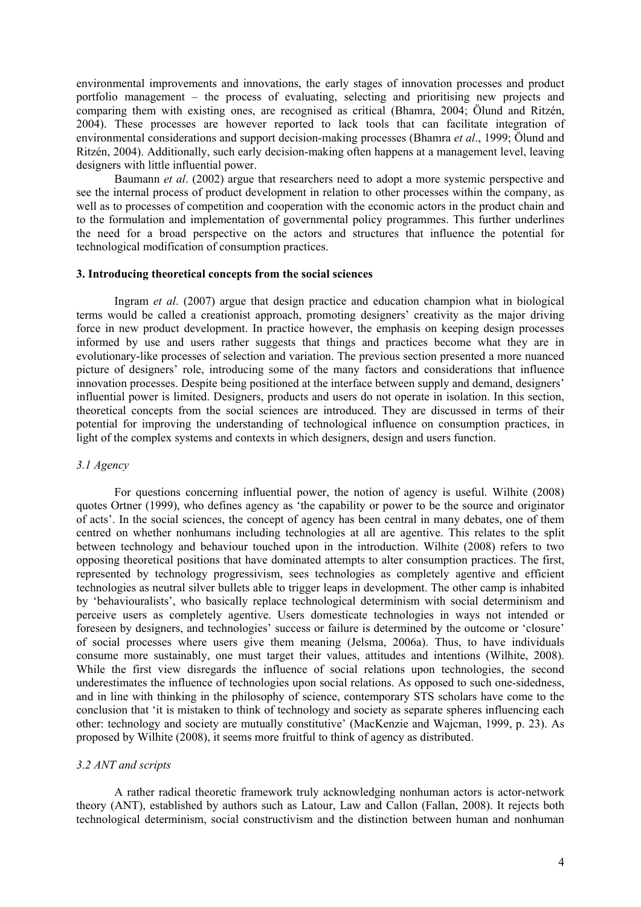environmental improvements and innovations, the early stages of innovation processes and product portfolio management – the process of evaluating, selecting and prioritising new projects and comparing them with existing ones, are recognised as critical (Bhamra, 2004; Ölund and Ritzén, 2004). These processes are however reported to lack tools that can facilitate integration of environmental considerations and support decision-making processes (Bhamra *et al*., 1999; Ölund and Ritzén, 2004). Additionally, such early decision-making often happens at a management level, leaving designers with little influential power.

Baumann *et al*. (2002) argue that researchers need to adopt a more systemic perspective and see the internal process of product development in relation to other processes within the company, as well as to processes of competition and cooperation with the economic actors in the product chain and to the formulation and implementation of governmental policy programmes. This further underlines the need for a broad perspective on the actors and structures that influence the potential for technological modification of consumption practices.

## 3. Introducing theoretical concepts from the social sciences

Ingram *et al*. (2007) argue that design practice and education champion what in biological terms would be called a creationist approach, promoting designers' creativity as the major driving force in new product development. In practice however, the emphasis on keeping design processes informed by use and users rather suggests that things and practices become what they are in evolutionary-like processes of selection and variation. The previous section presented a more nuanced picture of designers' role, introducing some of the many factors and considerations that influence innovation processes. Despite being positioned at the interface between supply and demand, designers' influential power is limited. Designers, products and users do not operate in isolation. In this section, theoretical concepts from the social sciences are introduced. They are discussed in terms of their potential for improving the understanding of technological influence on consumption practices, in light of the complex systems and contexts in which designers, design and users function.

### *3.1 Agency*

For questions concerning influential power, the notion of agency is useful. Wilhite (2008) quotes Ortner (1999), who defines agency as 'the capability or power to be the source and originator of acts'. In the social sciences, the concept of agency has been central in many debates, one of them centred on whether nonhumans including technologies at all are agentive. This relates to the split between technology and behaviour touched upon in the introduction. Wilhite (2008) refers to two opposing theoretical positions that have dominated attempts to alter consumption practices. The first, represented by technology progressivism, sees technologies as completely agentive and efficient technologies as neutral silver bullets able to trigger leaps in development. The other camp is inhabited by 'behaviouralists', who basically replace technological determinism with social determinism and perceive users as completely agentive. Users domesticate technologies in ways not intended or foreseen by designers, and technologies' success or failure is determined by the outcome or 'closure' of social processes where users give them meaning (Jelsma, 2006a). Thus, to have individuals consume more sustainably, one must target their values, attitudes and intentions (Wilhite, 2008). While the first view disregards the influence of social relations upon technologies, the second underestimates the influence of technologies upon social relations. As opposed to such one-sidedness, and in line with thinking in the philosophy of science, contemporary STS scholars have come to the conclusion that 'it is mistaken to think of technology and society as separate spheres influencing each other: technology and society are mutually constitutive' (MacKenzie and Wajcman, 1999, p. 23). As proposed by Wilhite (2008), it seems more fruitful to think of agency as distributed.

### *3.2 ANT and scripts*

A rather radical theoretic framework truly acknowledging nonhuman actors is actor-network theory (ANT), established by authors such as Latour, Law and Callon (Fallan, 2008). It rejects both technological determinism, social constructivism and the distinction between human and nonhuman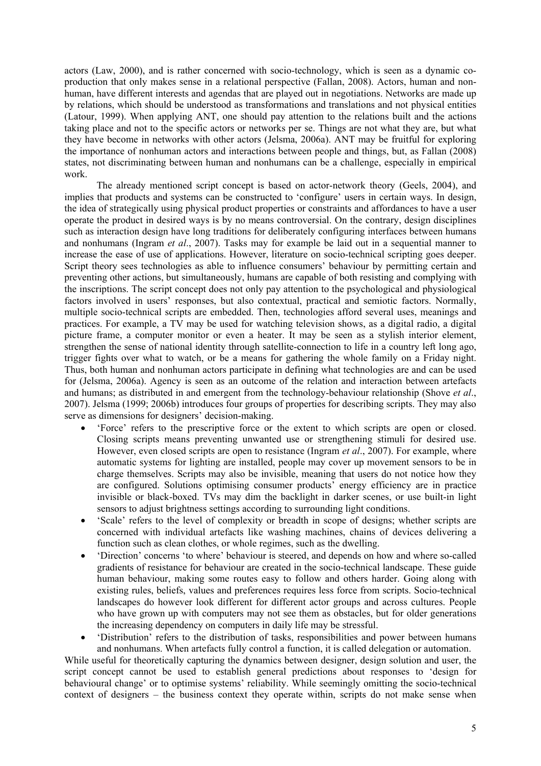actors (Law, 2000), and is rather concerned with socio-technology, which is seen as a dynamic co-production that only makes sense in a relational perspective (Fallan, 2008). Actors, human and non-human, have different interests and agendas that are played out in negotiations. Networks are made up by relations, which should be understood as transformations and translations and not physical entities (Latour, 1999). When applying ANT, one should pay attention to the relations built and the actions taking place and not to the specific actors or networks per se. Things are not what they are, but what they have become in networks with other actors (Jelsma, 2006a). ANT may be fruitful for exploring the importance of nonhuman actors and interactions between people and things, but, as Fallan (2008) states, not discriminating between human and nonhumans can be a challenge, especially in empirical work.

The already mentioned script concept is based on actor-network theory (Geels, 2004), and implies that products and systems can be constructed to 'configure' users in certain ways. In design, the idea of strategically using physical product properties or constraints and affordances to have a user operate the product in desired ways is by no means controversial. On the contrary, design disciplines such as interaction design have long traditions for deliberately configuring interfaces between humans and nonhumans (Ingram *et al*., 2007). Tasks may for example be laid out in a sequential manner to increase the ease of use of applications. However, literature on socio-technical scripting goes deeper. Script theory sees technologies as able to influence consumers' behaviour by permitting certain and preventing other actions, but simultaneously, humans are capable of both resisting and complying with the inscriptions. The script concept does not only pay attention to the psychological and physiological factors involved in users' responses, but also contextual, practical and semiotic factors. Normally, multiple socio-technical scripts are embedded. Then, technologies afford several uses, meanings and practices. For example, a TV may be used for watching television shows, as a digital radio, a digital picture frame, a computer monitor or even a heater. It may be seen as a stylish interior element, strengthen the sense of national identity through satellite-connection to life in a country left long ago, trigger fights over what to watch, or be a means for gathering the whole family on a Friday night. Thus, both human and nonhuman actors participate in defining what technologies are and can be used for (Jelsma, 2006a). Agency is seen as an outcome of the relation and interaction between artefacts and humans; as distributed in and emergent from the technology-behaviour relationship (Shove *et al*., 2007). Jelsma (1999; 2006b) introduces four groups of properties for describing scripts. They may also serve as dimensions for designers' decision-making.

- 'Force' refers to the prescriptive force or the extent to which scripts are open or closed. Closing scripts means preventing unwanted use or strengthening stimuli for desired use. However, even closed scripts are open to resistance (Ingram *et al*., 2007). For example, where automatic systems for lighting are installed, people may cover up movement sensors to be in charge themselves. Scripts may also be invisible, meaning that users do not notice how they are configured. Solutions optimising consumer products' energy efficiency are in practice invisible or black-boxed. TVs may dim the backlight in darker scenes, or use built-in light sensors to adjust brightness settings according to surrounding light conditions.
- 'Scale' refers to the level of complexity or breadth in scope of designs; whether scripts are concerned with individual artefacts like washing machines, chains of devices delivering a function such as clean clothes, or whole regimes, such as the dwelling.
- 'Direction' concerns 'to where' behaviour is steered, and depends on how and where so-called gradients of resistance for behaviour are created in the socio-technical landscape. These guide human behaviour, making some routes easy to follow and others harder. Going along with existing rules, beliefs, values and preferences requires less force from scripts. Socio-technical landscapes do however look different for different actor groups and across cultures. People who have grown up with computers may not see them as obstacles, but for older generations the increasing dependency on computers in daily life may be stressful.
- 'Distribution' refers to the distribution of tasks, responsibilities and power between humans and nonhumans. When artefacts fully control a function, it is called delegation or automation.

While useful for theoretically capturing the dynamics between designer, design solution and user, the script concept cannot be used to establish general predictions about responses to 'design for behavioural change' or to optimise systems' reliability. While seemingly omitting the socio-technical context of designers – the business context they operate within, scripts do not make sense when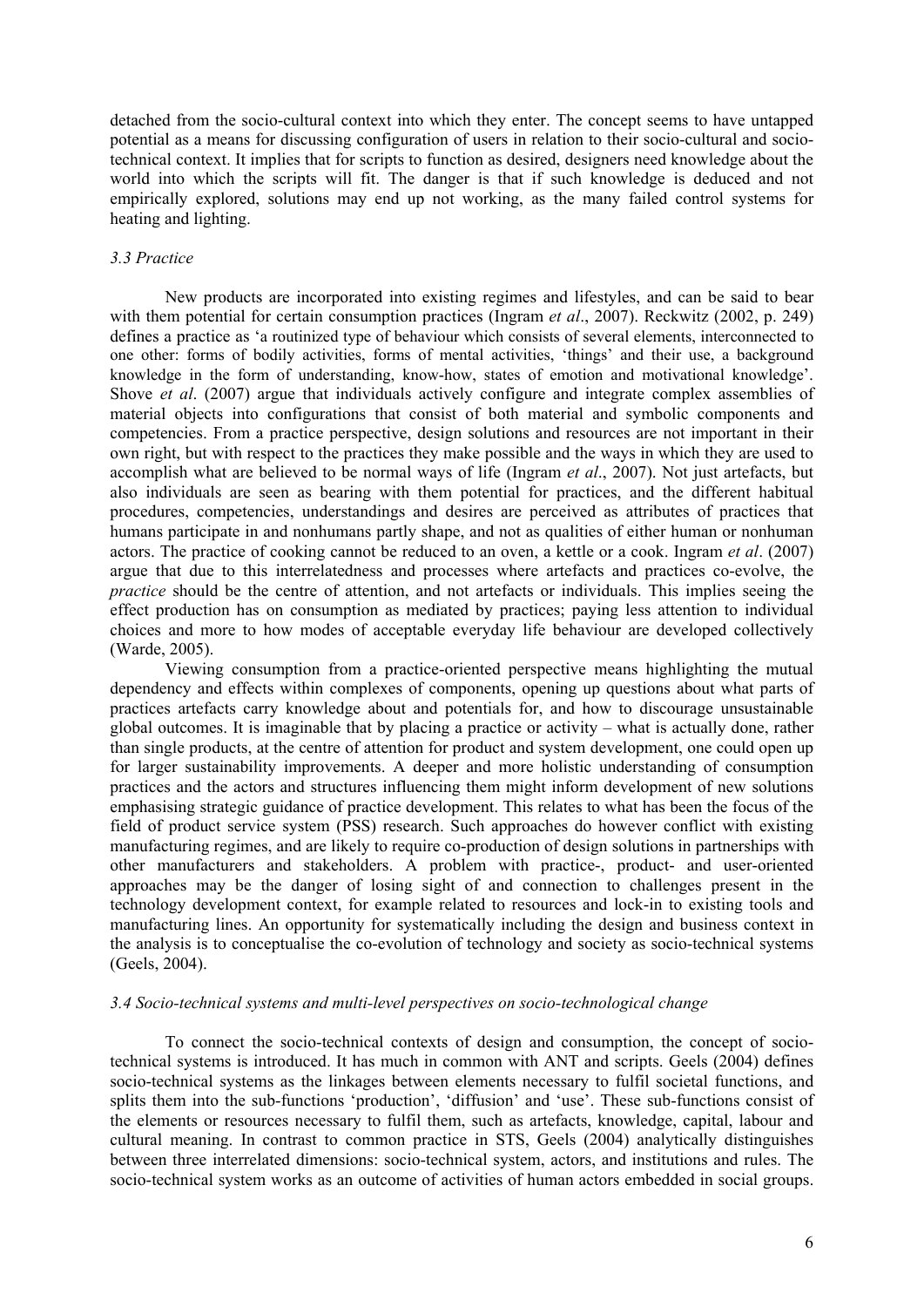detached from the socio-cultural context into which they enter. The concept seems to have untapped potential as a means for discussing configuration of users in relation to their socio-cultural and socio-technical context. It implies that for scripts to function as desired, designers need knowledge about the world into which the scripts will fit. The danger is that if such knowledge is deduced and not empirically explored, solutions may end up not working, as the many failed control systems for heating and lighting.

### *3.3 Practice*

New products are incorporated into existing regimes and lifestyles, and can be said to bear with them potential for certain consumption practices (Ingram *et al*., 2007). Reckwitz (2002, p. 249) defines a practice as 'a routinized type of behaviour which consists of several elements, interconnected to one other: forms of bodily activities, forms of mental activities, 'things' and their use, a background knowledge in the form of understanding, know-how, states of emotion and motivational knowledge'. Shove *et al*. (2007) argue that individuals actively configure and integrate complex assemblies of material objects into configurations that consist of both material and symbolic components and competencies. From a practice perspective, design solutions and resources are not important in their own right, but with respect to the practices they make possible and the ways in which they are used to accomplish what are believed to be normal ways of life (Ingram *et al*., 2007). Not just artefacts, but also individuals are seen as bearing with them potential for practices, and the different habitual procedures, competencies, understandings and desires are perceived as attributes of practices that humans participate in and nonhumans partly shape, and not as qualities of either human or nonhuman actors. The practice of cooking cannot be reduced to an oven, a kettle or a cook. Ingram *et al*. (2007) argue that due to this interrelatedness and processes where artefacts and practices co-evolve, the *practice* should be the centre of attention, and not artefacts or individuals. This implies seeing the effect production has on consumption as mediated by practices; paying less attention to individual choices and more to how modes of acceptable everyday life behaviour are developed collectively (Warde, 2005).

Viewing consumption from a practice-oriented perspective means highlighting the mutual dependency and effects within complexes of components, opening up questions about what parts of practices artefacts carry knowledge about and potentials for, and how to discourage unsustainable global outcomes. It is imaginable that by placing a practice or activity – what is actually done, rather than single products, at the centre of attention for product and system development, one could open up for larger sustainability improvements. A deeper and more holistic understanding of consumption practices and the actors and structures influencing them might inform development of new solutions emphasising strategic guidance of practice development. This relates to what has been the focus of the field of product service system (PSS) research. Such approaches do however conflict with existing manufacturing regimes, and are likely to require co-production of design solutions in partnerships with other manufacturers and stakeholders. A problem with practice-, product- and user-oriented approaches may be the danger of losing sight of and connection to challenges present in the technology development context, for example related to resources and lock-in to existing tools and manufacturing lines. An opportunity for systematically including the design and business context in the analysis is to conceptualise the co-evolution of technology and society as socio-technical systems (Geels, 2004).

### *3.4 Socio-technical systems and multi-level perspectives on socio-technological change*

To connect the socio-technical contexts of design and consumption, the concept of socio-technical systems is introduced. It has much in common with ANT and scripts. Geels (2004) defines socio-technical systems as the linkages between elements necessary to fulfil societal functions, and splits them into the sub-functions 'production', 'diffusion' and 'use'. These sub-functions consist of the elements or resources necessary to fulfil them, such as artefacts, knowledge, capital, labour and cultural meaning. In contrast to common practice in STS, Geels (2004) analytically distinguishes between three interrelated dimensions: socio-technical system, actors, and institutions and rules. The socio-technical system works as an outcome of activities of human actors embedded in social groups.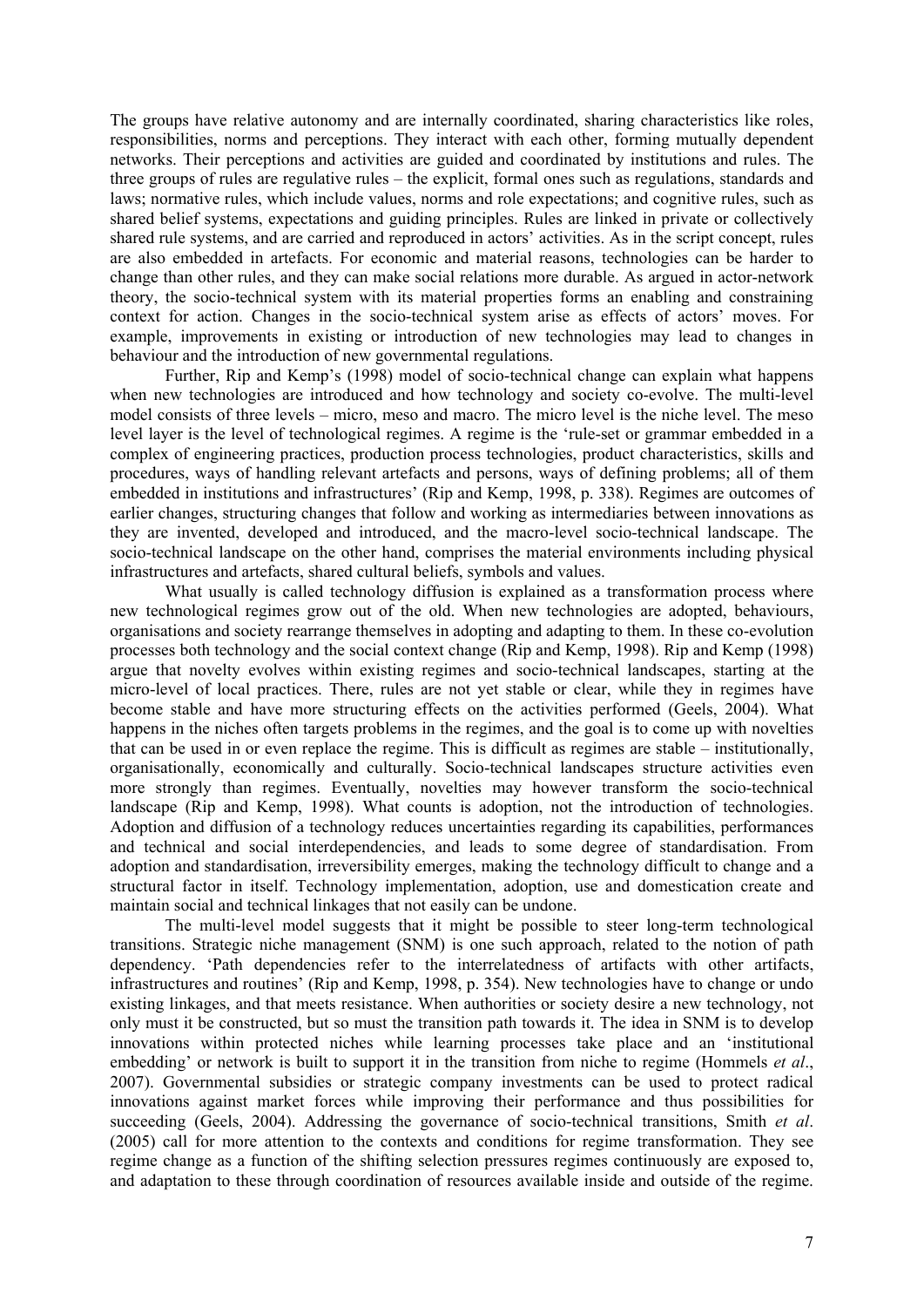The groups have relative autonomy and are internally coordinated, sharing characteristics like roles, responsibilities, norms and perceptions. They interact with each other, forming mutually dependent networks. Their perceptions and activities are guided and coordinated by institutions and rules. The three groups of rules are regulative rules – the explicit, formal ones such as regulations, standards and laws; normative rules, which include values, norms and role expectations; and cognitive rules, such as shared belief systems, expectations and guiding principles. Rules are linked in private or collectively shared rule systems, and are carried and reproduced in actors' activities. As in the script concept, rules are also embedded in artefacts. For economic and material reasons, technologies can be harder to change than other rules, and they can make social relations more durable. As argued in actor-network theory, the socio-technical system with its material properties forms an enabling and constraining context for action. Changes in the socio-technical system arise as effects of actors' moves. For example, improvements in existing or introduction of new technologies may lead to changes in behaviour and the introduction of new governmental regulations.

Further, Rip and Kemp's (1998) model of socio-technical change can explain what happens when new technologies are introduced and how technology and society co-evolve. The multi-level model consists of three levels – micro, meso and macro. The micro level is the niche level. The meso level layer is the level of technological regimes. A regime is the 'rule-set or grammar embedded in a complex of engineering practices, production process technologies, product characteristics, skills and procedures, ways of handling relevant artefacts and persons, ways of defining problems; all of them embedded in institutions and infrastructures' (Rip and Kemp, 1998, p. 338). Regimes are outcomes of earlier changes, structuring changes that follow and working as intermediaries between innovations as they are invented, developed and introduced, and the macro-level socio-technical landscape. The socio-technical landscape on the other hand, comprises the material environments including physical infrastructures and artefacts, shared cultural beliefs, symbols and values.

What usually is called technology diffusion is explained as a transformation process where new technological regimes grow out of the old. When new technologies are adopted, behaviours, organisations and society rearrange themselves in adopting and adapting to them. In these co-evolution processes both technology and the social context change (Rip and Kemp, 1998). Rip and Kemp (1998) argue that novelty evolves within existing regimes and socio-technical landscapes, starting at the micro-level of local practices. There, rules are not yet stable or clear, while they in regimes have become stable and have more structuring effects on the activities performed (Geels, 2004). What happens in the niches often targets problems in the regimes, and the goal is to come up with novelties that can be used in or even replace the regime. This is difficult as regimes are stable – institutionally, organisationally, economically and culturally. Socio-technical landscapes structure activities even more strongly than regimes. Eventually, novelties may however transform the socio-technical landscape (Rip and Kemp, 1998). What counts is adoption, not the introduction of technologies. Adoption and diffusion of a technology reduces uncertainties regarding its capabilities, performances and technical and social interdependencies, and leads to some degree of standardisation. From adoption and standardisation, irreversibility emerges, making the technology difficult to change and a structural factor in itself. Technology implementation, adoption, use and domestication create and maintain social and technical linkages that not easily can be undone.

The multi-level model suggests that it might be possible to steer long-term technological transitions. Strategic niche management (SNM) is one such approach, related to the notion of path dependency. 'Path dependencies refer to the interrelatedness of artifacts with other artifacts, infrastructures and routines' (Rip and Kemp, 1998, p. 354). New technologies have to change or undo existing linkages, and that meets resistance. When authorities or society desire a new technology, not only must it be constructed, but so must the transition path towards it. The idea in SNM is to develop innovations within protected niches while learning processes take place and an 'institutional embedding' or network is built to support it in the transition from niche to regime (Hommels *et al*., 2007). Governmental subsidies or strategic company investments can be used to protect radical innovations against market forces while improving their performance and thus possibilities for succeeding (Geels, 2004). Addressing the governance of socio-technical transitions, Smith *et al*. (2005) call for more attention to the contexts and conditions for regime transformation. They see regime change as a function of the shifting selection pressures regimes continuously are exposed to, and adaptation to these through coordination of resources available inside and outside of the regime.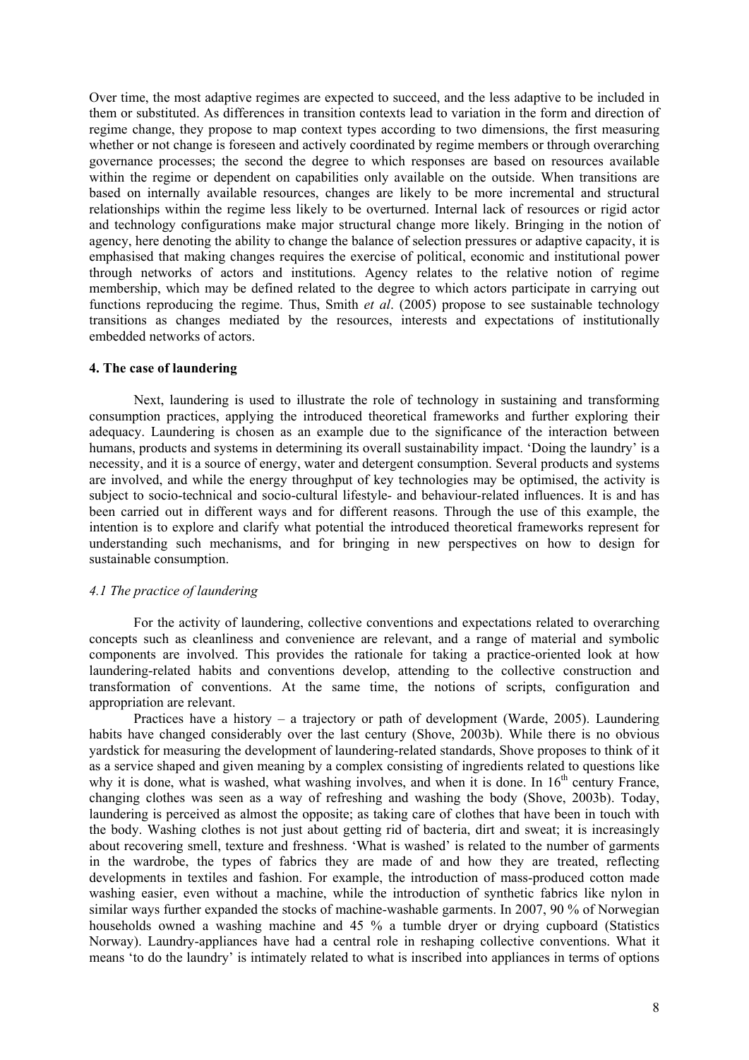Over time, the most adaptive regimes are expected to succeed, and the less adaptive to be included in them or substituted. As differences in transition contexts lead to variation in the form and direction of regime change, they propose to map context types according to two dimensions, the first measuring whether or not change is foreseen and actively coordinated by regime members or through overarching governance processes; the second the degree to which responses are based on resources available within the regime or dependent on capabilities only available on the outside. When transitions are based on internally available resources, changes are likely to be more incremental and structural relationships within the regime less likely to be overturned. Internal lack of resources or rigid actor and technology configurations make major structural change more likely. Bringing in the notion of agency, here denoting the ability to change the balance of selection pressures or adaptive capacity, it is emphasised that making changes requires the exercise of political, economic and institutional power through networks of actors and institutions. Agency relates to the relative notion of regime membership, which may be defined related to the degree to which actors participate in carrying out functions reproducing the regime. Thus, Smith *et al*. (2005) propose to see sustainable technology transitions as changes mediated by the resources, interests and expectations of institutionally embedded networks of actors.

## 4. The case of laundering

Next, laundering is used to illustrate the role of technology in sustaining and transforming consumption practices, applying the introduced theoretical frameworks and further exploring their adequacy. Laundering is chosen as an example due to the significance of the interaction between humans, products and systems in determining its overall sustainability impact. 'Doing the laundry' is a necessity, and it is a source of energy, water and detergent consumption. Several products and systems are involved, and while the energy throughput of key technologies may be optimised, the activity is subject to socio-technical and socio-cultural lifestyle- and behaviour-related influences. It is and has been carried out in different ways and for different reasons. Through the use of this example, the intention is to explore and clarify what potential the introduced theoretical frameworks represent for understanding such mechanisms, and for bringing in new perspectives on how to design for sustainable consumption.

### *4.1 The practice of laundering*

For the activity of laundering, collective conventions and expectations related to overarching concepts such as cleanliness and convenience are relevant, and a range of material and symbolic components are involved. This provides the rationale for taking a practice-oriented look at how laundering-related habits and conventions develop, attending to the collective construction and transformation of conventions. At the same time, the notions of scripts, configuration and appropriation are relevant.

Practices have a history – a trajectory or path of development (Warde, 2005). Laundering habits have changed considerably over the last century (Shove, 2003b). While there is no obvious yardstick for measuring the development of laundering-related standards, Shove proposes to think of it as a service shaped and given meaning by a complex consisting of ingredients related to questions like why it is done, what is washed, what washing involves, and when it is done. In 16th century France, changing clothes was seen as a way of refreshing and washing the body (Shove, 2003b). Today, laundering is perceived as almost the opposite; as taking care of clothes that have been in touch with the body. Washing clothes is not just about getting rid of bacteria, dirt and sweat; it is increasingly about recovering smell, texture and freshness. 'What is washed' is related to the number of garments in the wardrobe, the types of fabrics they are made of and how they are treated, reflecting developments in textiles and fashion. For example, the introduction of mass-produced cotton made washing easier, even without a machine, while the introduction of synthetic fabrics like nylon in similar ways further expanded the stocks of machine-washable garments. In 2007, 90 % of Norwegian households owned a washing machine and 45 % a tumble dryer or drying cupboard (Statistics Norway). Laundry-appliances have had a central role in reshaping collective conventions. What it means 'to do the laundry' is intimately related to what is inscribed into appliances in terms of options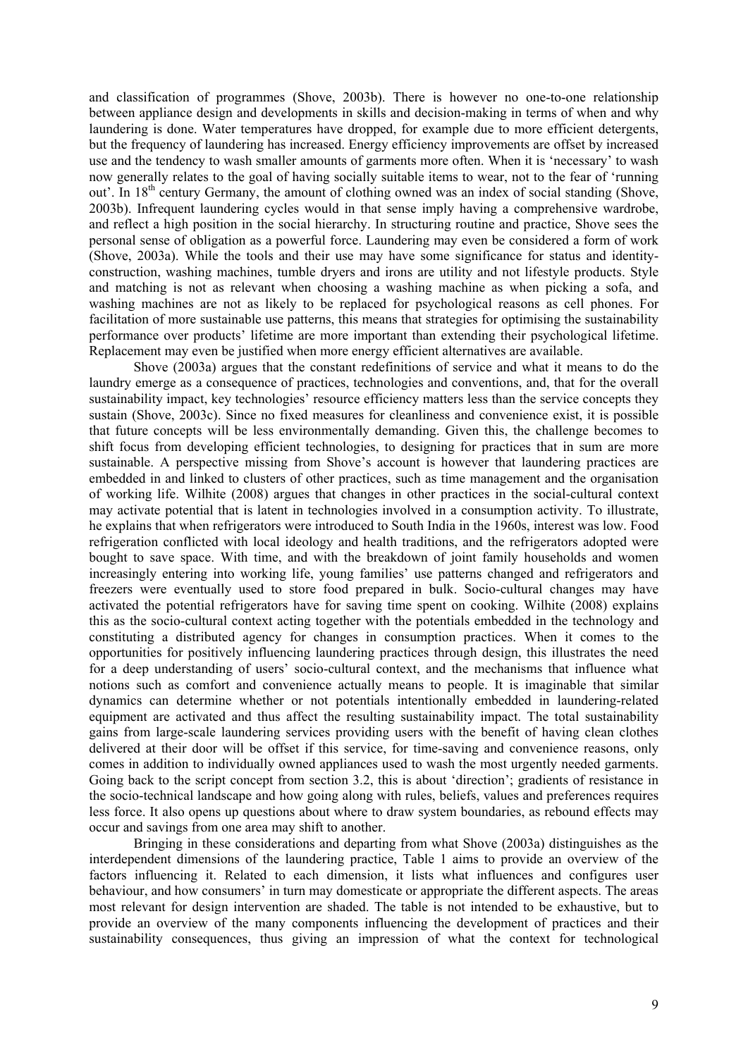and classification of programmes (Shove, 2003b). There is however no one-to-one relationship between appliance design and developments in skills and decision-making in terms of when and why laundering is done. Water temperatures have dropped, for example due to more efficient detergents, but the frequency of laundering has increased. Energy efficiency improvements are offset by increased use and the tendency to wash smaller amounts of garments more often. When it is 'necessary' to wash now generally relates to the goal of having socially suitable items to wear, not to the fear of 'running out'. In 18th century Germany, the amount of clothing owned was an index of social standing (Shove, 2003b). Infrequent laundering cycles would in that sense imply having a comprehensive wardrobe, and reflect a high position in the social hierarchy. In structuring routine and practice, Shove sees the personal sense of obligation as a powerful force. Laundering may even be considered a form of work (Shove, 2003a). While the tools and their use may have some significance for status and identity-construction, washing machines, tumble dryers and irons are utility and not lifestyle products. Style and matching is not as relevant when choosing a washing machine as when picking a sofa, and washing machines are not as likely to be replaced for psychological reasons as cell phones. For facilitation of more sustainable use patterns, this means that strategies for optimising the sustainability performance over products' lifetime are more important than extending their psychological lifetime. Replacement may even be justified when more energy efficient alternatives are available.

Shove (2003a) argues that the constant redefinitions of service and what it means to do the laundry emerge as a consequence of practices, technologies and conventions, and, that for the overall sustainability impact, key technologies' resource efficiency matters less than the service concepts they sustain (Shove, 2003c). Since no fixed measures for cleanliness and convenience exist, it is possible that future concepts will be less environmentally demanding. Given this, the challenge becomes to shift focus from developing efficient technologies, to designing for practices that in sum are more sustainable. A perspective missing from Shove's account is however that laundering practices are embedded in and linked to clusters of other practices, such as time management and the organisation of working life. Wilhite (2008) argues that changes in other practices in the social-cultural context may activate potential that is latent in technologies involved in a consumption activity. To illustrate, he explains that when refrigerators were introduced to South India in the 1960s, interest was low. Food refrigeration conflicted with local ideology and health traditions, and the refrigerators adopted were bought to save space. With time, and with the breakdown of joint family households and women increasingly entering into working life, young families' use patterns changed and refrigerators and freezers were eventually used to store food prepared in bulk. Socio-cultural changes may have activated the potential refrigerators have for saving time spent on cooking. Wilhite (2008) explains this as the socio-cultural context acting together with the potentials embedded in the technology and constituting a distributed agency for changes in consumption practices. When it comes to the opportunities for positively influencing laundering practices through design, this illustrates the need for a deep understanding of users' socio-cultural context, and the mechanisms that influence what notions such as comfort and convenience actually means to people. It is imaginable that similar dynamics can determine whether or not potentials intentionally embedded in laundering-related equipment are activated and thus affect the resulting sustainability impact. The total sustainability gains from large-scale laundering services providing users with the benefit of having clean clothes delivered at their door will be offset if this service, for time-saving and convenience reasons, only comes in addition to individually owned appliances used to wash the most urgently needed garments. Going back to the script concept from section 3.2, this is about 'direction'; gradients of resistance in the socio-technical landscape and how going along with rules, beliefs, values and preferences requires less force. It also opens up questions about where to draw system boundaries, as rebound effects may occur and savings from one area may shift to another.

Bringing in these considerations and departing from what Shove (2003a) distinguishes as the interdependent dimensions of the laundering practice, Table 1 aims to provide an overview of the factors influencing it. Related to each dimension, it lists what influences and configures user behaviour, and how consumers' in turn may domesticate or appropriate the different aspects. The areas most relevant for design intervention are shaded. The table is not intended to be exhaustive, but to provide an overview of the many components influencing the development of practices and their sustainability consequences, thus giving an impression of what the context for technological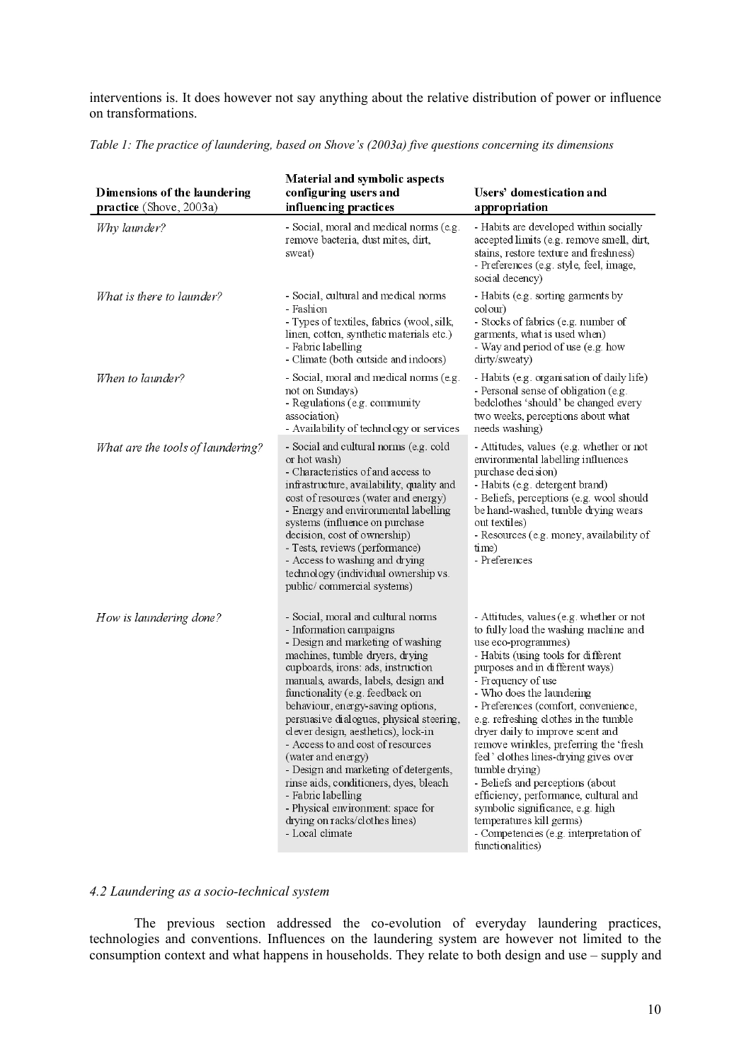interventions is. It does however not say anything about the relative distribution of power or influence on transformations.

*Table 1: The practice of laundering, based on Shove's (2003a) five questions concerning its dimensions*

| Dimensions of the laundering practice (Shove, 2003a) | Material and symbolic aspects configuring users and influencing practices | Users' domestication and appropriation |
|---|---|---|
| *Why launder?* | - Social, moral and medical norms (e.g. remove bacteria, dust mites, dirt, sweat) | - Habits are developed within socially accepted limits (e.g. remove smell, dirt, stains, restore texture and freshness)<br>- Preferences (e.g. style, feel, image, social decency) |
| *What is there to launder?* | - Social, cultural and medical norms<br>- Fashion<br>- Types of textiles, fabrics (wool, silk, linen, cotton, synthetic materials etc.)<br>- Fabric labelling<br>- Climate (both outside and indoors) | - Habits (e.g. sorting garments by colour)<br>- Stocks of fabrics (e.g. number of garments, what is used when)<br>- Way and period of use (e.g. how dirty/sweaty) |
| *When to launder?* | - Social, moral and medical norms (e.g. not on Sundays)<br>- Regulations (e.g. community association)<br>- Availability of technology or services | - Habits (e.g. organisation of daily life)<br>- Personal sense of obligation (e.g. bedclothes 'should' be changed every two weeks, perceptions about what needs washing) |
| *What are the tools of laundering?* | - Social and cultural norms (e.g. cold or hot wash)<br>- Characteristics of and access to infrastructure, availability, quality and cost of resources (water and energy)<br>- Energy and environmental labelling systems (influence on purchase decision, cost of ownership)<br>- Tests, reviews (performance)<br>- Access to washing and drying technology (individual ownership vs. public/ commercial systems) | - Attitudes, values (e.g. whether or not environmental labelling influences purchase decision)<br>- Habits (e.g. detergent brand)<br>- Beliefs, perceptions (e.g. wool should be hand-washed, tumble drying wears out textiles)<br>- Resources (e.g. money, availability of time)<br>- Preferences |
| *How is laundering done?* | - Social, moral and cultural norms<br>- Information campaigns<br>- Design and marketing of washing machines, tumble dryers, drying cupboards, irons: ads, instruction manuals, awards, labels, design and functionality (e.g. feedback on behaviour, energy-saving options, persuasive dialogues, physical steering, clever design, aesthetics), lock-in<br>- Access to and cost of resources (water and energy)<br>- Design and marketing of detergents, rinse aids, conditioners, dyes, bleach<br>- Fabric labelling<br>- Physical environment: space for drying on racks/clothes lines)<br>- Local climate | - Attitudes, values (e.g. whether or not to fully load the washing machine and use eco-programmes)<br>- Habits (using tools for different purposes and in different ways)<br>- Frequency of use<br>- Who does the laundering<br>- Preferences (comfort, convenience, e.g. refreshing clothes in the tumble dryer daily to improve scent and remove wrinkles, preferring the 'fresh feel' clothes lines-drying gives over tumble drying)<br>- Beliefs and perceptions (about efficiency, performance, cultural and symbolic significance, e.g. high temperatures kill germs)<br>- Competencies (e.g. interpretation of functionalities) |

### *4.2 Laundering as a socio-technical system*

The previous section addressed the co-evolution of everyday laundering practices, technologies and conventions. Influences on the laundering system are however not limited to the consumption context and what happens in households. They relate to both design and use – supply and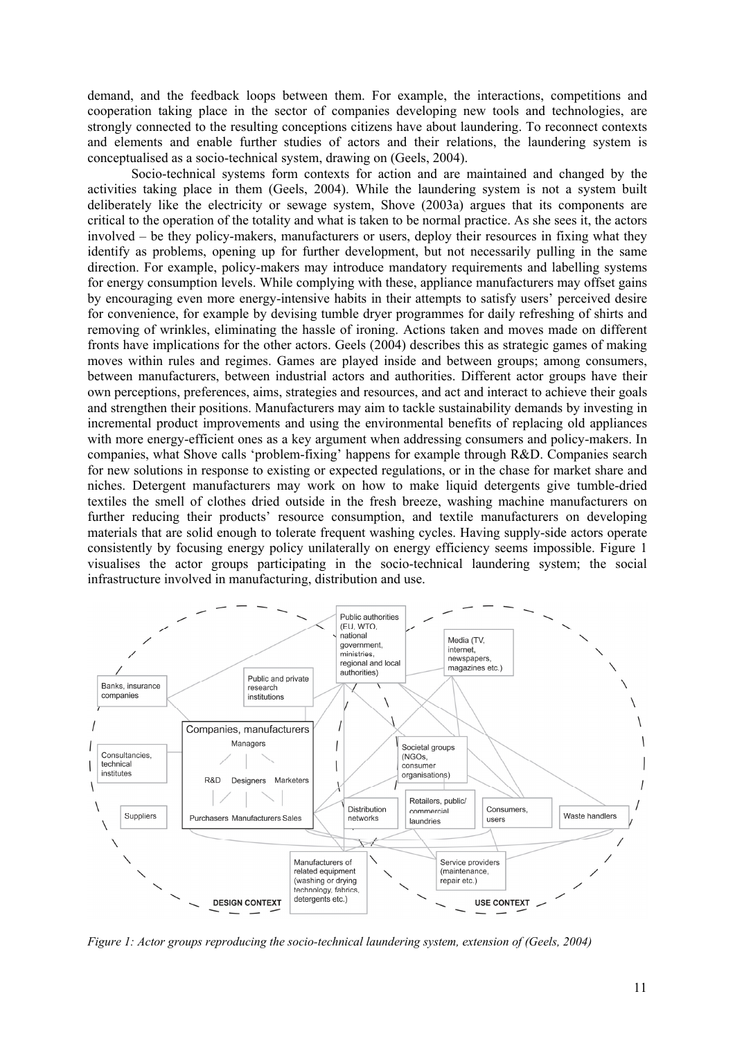demand, and the feedback loops between them. For example, the interactions, competitions and cooperation taking place in the sector of companies developing new tools and technologies, are strongly connected to the resulting conceptions citizens have about laundering. To reconnect contexts and elements and enable further studies of actors and their relations, the laundering system is conceptualised as a socio-technical system, drawing on (Geels, 2004).

Socio-technical systems form contexts for action and are maintained and changed by the activities taking place in them (Geels, 2004). While the laundering system is not a system built deliberately like the electricity or sewage system, Shove (2003a) argues that its components are critical to the operation of the totality and what is taken to be normal practice. As she sees it, the actors involved – be they policy-makers, manufacturers or users, deploy their resources in fixing what they identify as problems, opening up for further development, but not necessarily pulling in the same direction. For example, policy-makers may introduce mandatory requirements and labelling systems for energy consumption levels. While complying with these, appliance manufacturers may offset gains by encouraging even more energy-intensive habits in their attempts to satisfy users' perceived desire for convenience, for example by devising tumble dryer programmes for daily refreshing of shirts and removing of wrinkles, eliminating the hassle of ironing. Actions taken and moves made on different fronts have implications for the other actors. Geels (2004) describes this as strategic games of making moves within rules and regimes. Games are played inside and between groups; among consumers, between manufacturers, between industrial actors and authorities. Different actor groups have their own perceptions, preferences, aims, strategies and resources, and act and interact to achieve their goals and strengthen their positions. Manufacturers may aim to tackle sustainability demands by investing in incremental product improvements and using the environmental benefits of replacing old appliances with more energy-efficient ones as a key argument when addressing consumers and policy-makers. In companies, what Shove calls 'problem-fixing' happens for example through R&D. Companies search for new solutions in response to existing or expected regulations, or in the chase for market share and niches. Detergent manufacturers may work on how to make liquid detergents give tumble-dried textiles the smell of clothes dried outside in the fresh breeze, washing machine manufacturers on further reducing their products' resource consumption, and textile manufacturers on developing materials that are solid enough to tolerate frequent washing cycles. Having supply-side actors operate consistently by focusing energy policy unilaterally on energy efficiency seems impossible. Figure 1 visualises the actor groups participating in the socio-technical laundering system; the social infrastructure involved in manufacturing, distribution and use.

*Figure 1: Actor groups reproducing the socio-technical laundering system, extension of (Geels, 2004)*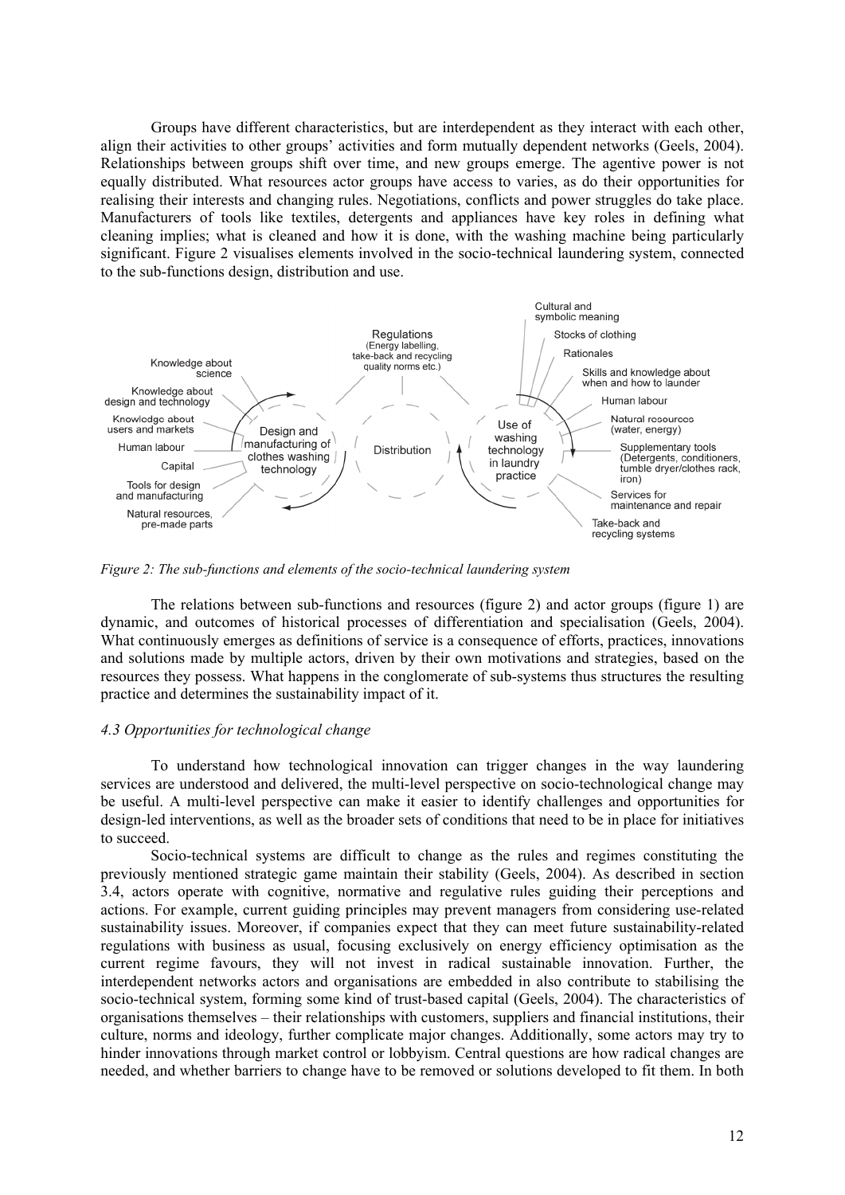Groups have different characteristics, but are interdependent as they interact with each other, align their activities to other groups' activities and form mutually dependent networks (Geels, 2004). Relationships between groups shift over time, and new groups emerge. The agentive power is not equally distributed. What resources actor groups have access to varies, as do their opportunities for realising their interests and changing rules. Negotiations, conflicts and power struggles do take place. Manufacturers of tools like textiles, detergents and appliances have key roles in defining what cleaning implies; what is cleaned and how it is done, with the washing machine being particularly significant. Figure 2 visualises elements involved in the socio-technical laundering system, connected to the sub-functions design, distribution and use.

*Figure 2: The sub-functions and elements of the socio-technical laundering system*

The relations between sub-functions and resources (figure 2) and actor groups (figure 1) are dynamic, and outcomes of historical processes of differentiation and specialisation (Geels, 2004). What continuously emerges as definitions of service is a consequence of efforts, practices, innovations and solutions made by multiple actors, driven by their own motivations and strategies, based on the resources they possess. What happens in the conglomerate of sub-systems thus structures the resulting practice and determines the sustainability impact of it.

### *4.3 Opportunities for technological change*

To understand how technological innovation can trigger changes in the way laundering services are understood and delivered, the multi-level perspective on socio-technological change may be useful. A multi-level perspective can make it easier to identify challenges and opportunities for design-led interventions, as well as the broader sets of conditions that need to be in place for initiatives to succeed.

Socio-technical systems are difficult to change as the rules and regimes constituting the previously mentioned strategic game maintain their stability (Geels, 2004). As described in section 3.4, actors operate with cognitive, normative and regulative rules guiding their perceptions and actions. For example, current guiding principles may prevent managers from considering use-related sustainability issues. Moreover, if companies expect that they can meet future sustainability-related regulations with business as usual, focusing exclusively on energy efficiency optimisation as the current regime favours, they will not invest in radical sustainable innovation. Further, the interdependent networks actors and organisations are embedded in also contribute to stabilising the socio-technical system, forming some kind of trust-based capital (Geels, 2004). The characteristics of organisations themselves – their relationships with customers, suppliers and financial institutions, their culture, norms and ideology, further complicate major changes. Additionally, some actors may try to hinder innovations through market control or lobbyism. Central questions are how radical changes are needed, and whether barriers to change have to be removed or solutions developed to fit them. In both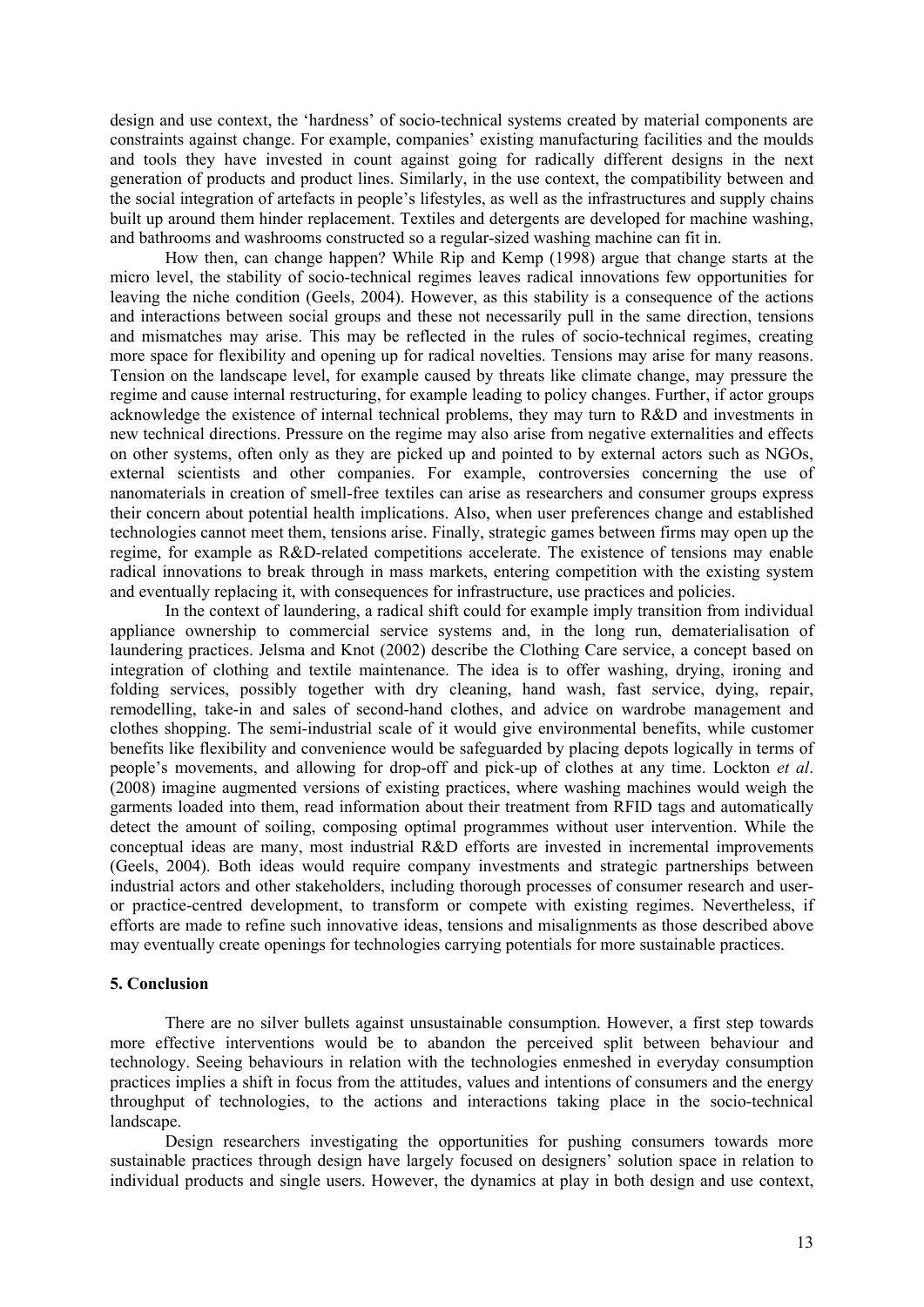design and use context, the 'hardness' of socio-technical systems created by material components are constraints against change. For example, companies' existing manufacturing facilities and the moulds and tools they have invested in count against going for radically different designs in the next generation of products and product lines. Similarly, in the use context, the compatibility between and the social integration of artefacts in people's lifestyles, as well as the infrastructures and supply chains built up around them hinder replacement. Textiles and detergents are developed for machine washing, and bathrooms and washrooms constructed so a regular-sized washing machine can fit in.

How then, can change happen? While Rip and Kemp (1998) argue that change starts at the micro level, the stability of socio-technical regimes leaves radical innovations few opportunities for leaving the niche condition (Geels, 2004). However, as this stability is a consequence of the actions and interactions between social groups and these not necessarily pull in the same direction, tensions and mismatches may arise. This may be reflected in the rules of socio-technical regimes, creating more space for flexibility and opening up for radical novelties. Tensions may arise for many reasons. Tension on the landscape level, for example caused by threats like climate change, may pressure the regime and cause internal restructuring, for example leading to policy changes. Further, if actor groups acknowledge the existence of internal technical problems, they may turn to R&D and investments in new technical directions. Pressure on the regime may also arise from negative externalities and effects on other systems, often only as they are picked up and pointed to by external actors such as NGOs, external scientists and other companies. For example, controversies concerning the use of nanomaterials in creation of smell-free textiles can arise as researchers and consumer groups express their concern about potential health implications. Also, when user preferences change and established technologies cannot meet them, tensions arise. Finally, strategic games between firms may open up the regime, for example as R&D-related competitions accelerate. The existence of tensions may enable radical innovations to break through in mass markets, entering competition with the existing system and eventually replacing it, with consequences for infrastructure, use practices and policies.

In the context of laundering, a radical shift could for example imply transition from individual appliance ownership to commercial service systems and, in the long run, dematerialisation of laundering practices. Jelsma and Knot (2002) describe the Clothing Care service, a concept based on integration of clothing and textile maintenance. The idea is to offer washing, drying, ironing and folding services, possibly together with dry cleaning, hand wash, fast service, dying, repair, remodelling, take-in and sales of second-hand clothes, and advice on wardrobe management and clothes shopping. The semi-industrial scale of it would give environmental benefits, while customer benefits like flexibility and convenience would be safeguarded by placing depots logically in terms of people's movements, and allowing for drop-off and pick-up of clothes at any time. Lockton *et al*. (2008) imagine augmented versions of existing practices, where washing machines would weigh the garments loaded into them, read information about their treatment from RFID tags and automatically detect the amount of soiling, composing optimal programmes without user intervention. While the conceptual ideas are many, most industrial R&D efforts are invested in incremental improvements (Geels, 2004). Both ideas would require company investments and strategic partnerships between industrial actors and other stakeholders, including thorough processes of consumer research and user- or practice-centred development, to transform or compete with existing regimes. Nevertheless, if efforts are made to refine such innovative ideas, tensions and misalignments as those described above may eventually create openings for technologies carrying potentials for more sustainable practices.

## 5. Conclusion

There are no silver bullets against unsustainable consumption. However, a first step towards more effective interventions would be to abandon the perceived split between behaviour and technology. Seeing behaviours in relation with the technologies enmeshed in everyday consumption practices implies a shift in focus from the attitudes, values and intentions of consumers and the energy throughput of technologies, to the actions and interactions taking place in the socio-technical landscape.

Design researchers investigating the opportunities for pushing consumers towards more sustainable practices through design have largely focused on designers' solution space in relation to individual products and single users. However, the dynamics at play in both design and use context,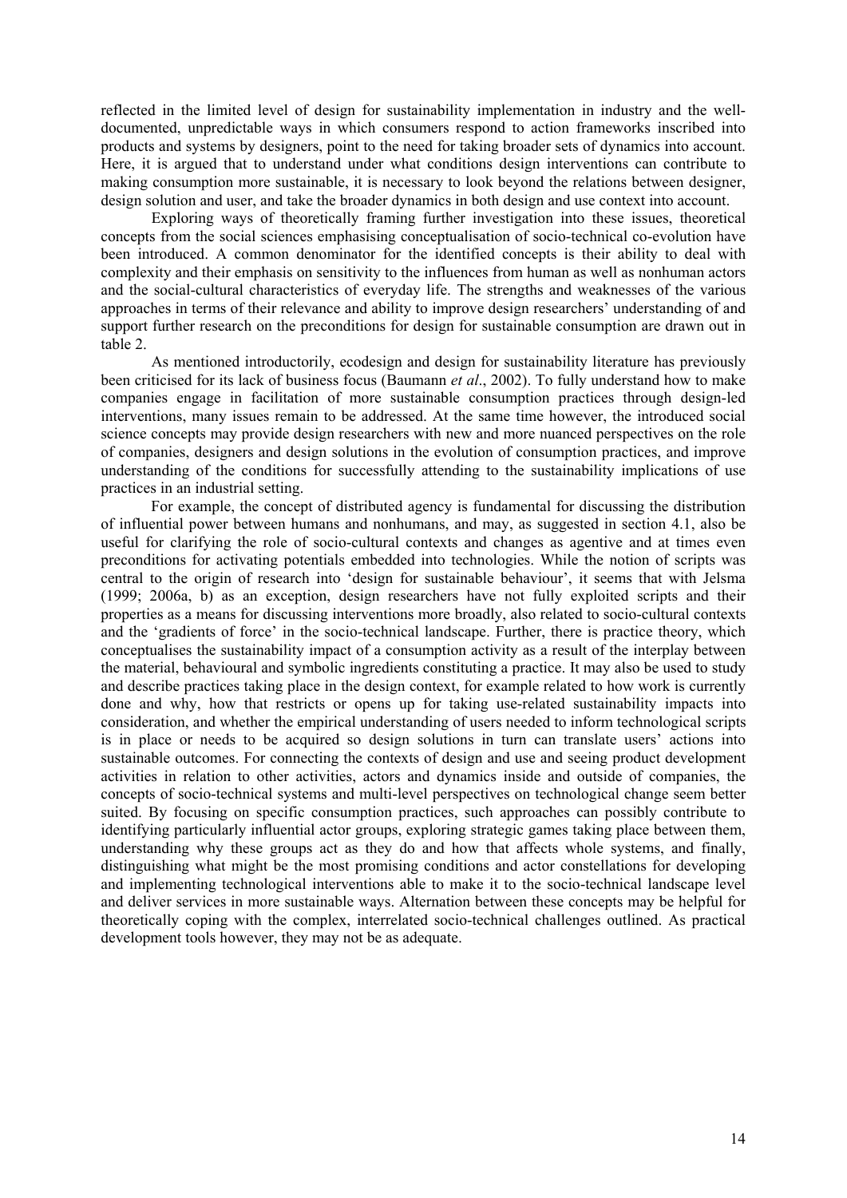reflected in the limited level of design for sustainability implementation in industry and the well-documented, unpredictable ways in which consumers respond to action frameworks inscribed into products and systems by designers, point to the need for taking broader sets of dynamics into account. Here, it is argued that to understand under what conditions design interventions can contribute to making consumption more sustainable, it is necessary to look beyond the relations between designer, design solution and user, and take the broader dynamics in both design and use context into account.

Exploring ways of theoretically framing further investigation into these issues, theoretical concepts from the social sciences emphasising conceptualisation of socio-technical co-evolution have been introduced. A common denominator for the identified concepts is their ability to deal with complexity and their emphasis on sensitivity to the influences from human as well as nonhuman actors and the social-cultural characteristics of everyday life. The strengths and weaknesses of the various approaches in terms of their relevance and ability to improve design researchers' understanding of and support further research on the preconditions for design for sustainable consumption are drawn out in table 2.

As mentioned introductorily, ecodesign and design for sustainability literature has previously been criticised for its lack of business focus (Baumann *et al*., 2002). To fully understand how to make companies engage in facilitation of more sustainable consumption practices through design-led interventions, many issues remain to be addressed. At the same time however, the introduced social science concepts may provide design researchers with new and more nuanced perspectives on the role of companies, designers and design solutions in the evolution of consumption practices, and improve understanding of the conditions for successfully attending to the sustainability implications of use practices in an industrial setting.

For example, the concept of distributed agency is fundamental for discussing the distribution of influential power between humans and nonhumans, and may, as suggested in section 4.1, also be useful for clarifying the role of socio-cultural contexts and changes as agentive and at times even preconditions for activating potentials embedded into technologies. While the notion of scripts was central to the origin of research into 'design for sustainable behaviour', it seems that with Jelsma (1999; 2006a, b) as an exception, design researchers have not fully exploited scripts and their properties as a means for discussing interventions more broadly, also related to socio-cultural contexts and the 'gradients of force' in the socio-technical landscape. Further, there is practice theory, which conceptualises the sustainability impact of a consumption activity as a result of the interplay between the material, behavioural and symbolic ingredients constituting a practice. It may also be used to study and describe practices taking place in the design context, for example related to how work is currently done and why, how that restricts or opens up for taking use-related sustainability impacts into consideration, and whether the empirical understanding of users needed to inform technological scripts is in place or needs to be acquired so design solutions in turn can translate users' actions into sustainable outcomes. For connecting the contexts of design and use and seeing product development activities in relation to other activities, actors and dynamics inside and outside of companies, the concepts of socio-technical systems and multi-level perspectives on technological change seem better suited. By focusing on specific consumption practices, such approaches can possibly contribute to identifying particularly influential actor groups, exploring strategic games taking place between them, understanding why these groups act as they do and how that affects whole systems, and finally, distinguishing what might be the most promising conditions and actor constellations for developing and implementing technological interventions able to make it to the socio-technical landscape level and deliver services in more sustainable ways. Alternation between these concepts may be helpful for theoretically coping with the complex, interrelated socio-technical challenges outlined. As practical development tools however, they may not be as adequate.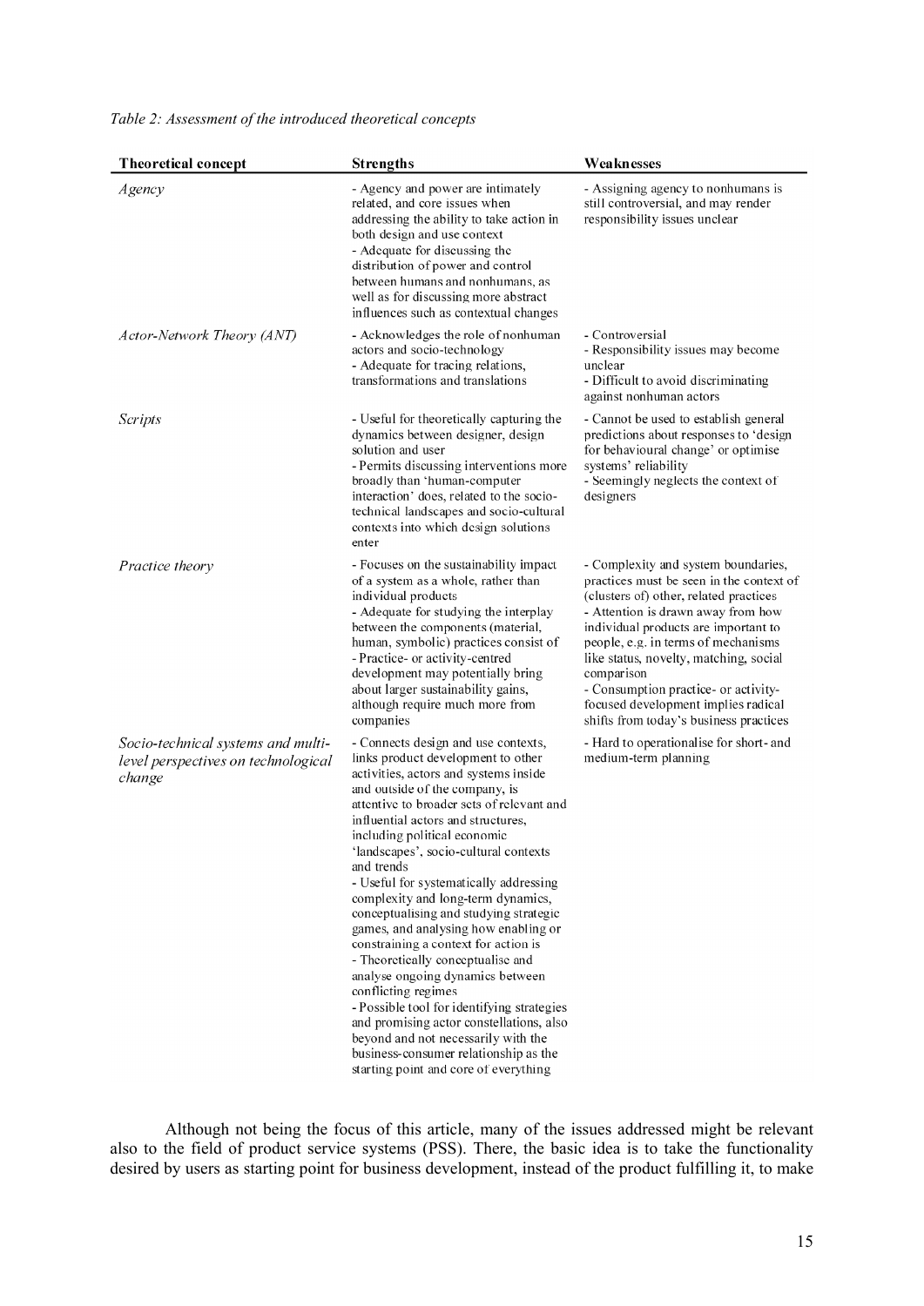*Table 2: Assessment of the introduced theoretical concepts*

| Theoretical concept | Strengths | Weaknesses |
|---|---|---|
| *Agency* | - Agency and power are intimately related, and core issues when addressing the ability to take action in both design and use context<br>- Adequate for discussing the distribution of power and control between humans and nonhumans, as well as for discussing more abstract influences such as contextual changes | - Assigning agency to nonhumans is still controversial, and may render responsibility issues unclear |
| *Actor-Network Theory (ANT)* | - Acknowledges the role of nonhuman actors and socio-technology<br>- Adequate for tracing relations, transformations and translations | - Controversial<br>- Responsibility issues may become unclear<br>- Difficult to avoid discriminating against nonhuman actors |
| *Scripts* | - Useful for theoretically capturing the dynamics between designer, design solution and user<br>- Permits discussing interventions more broadly than 'human-computer interaction' does, related to the socio-technical landscapes and socio-cultural contexts into which design solutions enter | - Cannot be used to establish general predictions about responses to 'design for behavioural change' or optimise systems' reliability<br>- Seemingly neglects the context of designers |
| *Practice theory* | - Focuses on the sustainability impact of a system as a whole, rather than individual products<br>- Adequate for studying the interplay between the components (material, human, symbolic) practices consist of<br>- Practice- or activity-centred development may potentially bring about larger sustainability gains, although require much more from companies | - Complexity and system boundaries, practices must be seen in the context of (clusters of) other, related practices<br>- Attention is drawn away from how individual products are important to people, e.g. in terms of mechanisms like status, novelty, matching, social comparison<br>- Consumption practice- or activity-focused development implies radical shifts from today's business practices |
| *Socio-technical systems and multi-level perspectives on technological change* | - Connects design and use contexts, links product development to other activities, actors and systems inside and outside of the company, is attentive to broader sets of relevant and influential actors and structures, including political economic 'landscapes', socio-cultural contexts and trends<br>- Useful for systematically addressing complexity and long-term dynamics, conceptualising and studying strategic games, and analysing how enabling or constraining a context for action is<br>- Theoretically conceptualise and analyse ongoing dynamics between conflicting regimes<br>- Possible tool for identifying strategies and promising actor constellations, also beyond and not necessarily with the business-consumer relationship as the starting point and core of everything | - Hard to operationalise for short- and medium-term planning |

Although not being the focus of this article, many of the issues addressed might be relevant also to the field of product service systems (PSS). There, the basic idea is to take the functionality desired by users as starting point for business development, instead of the product fulfilling it, to make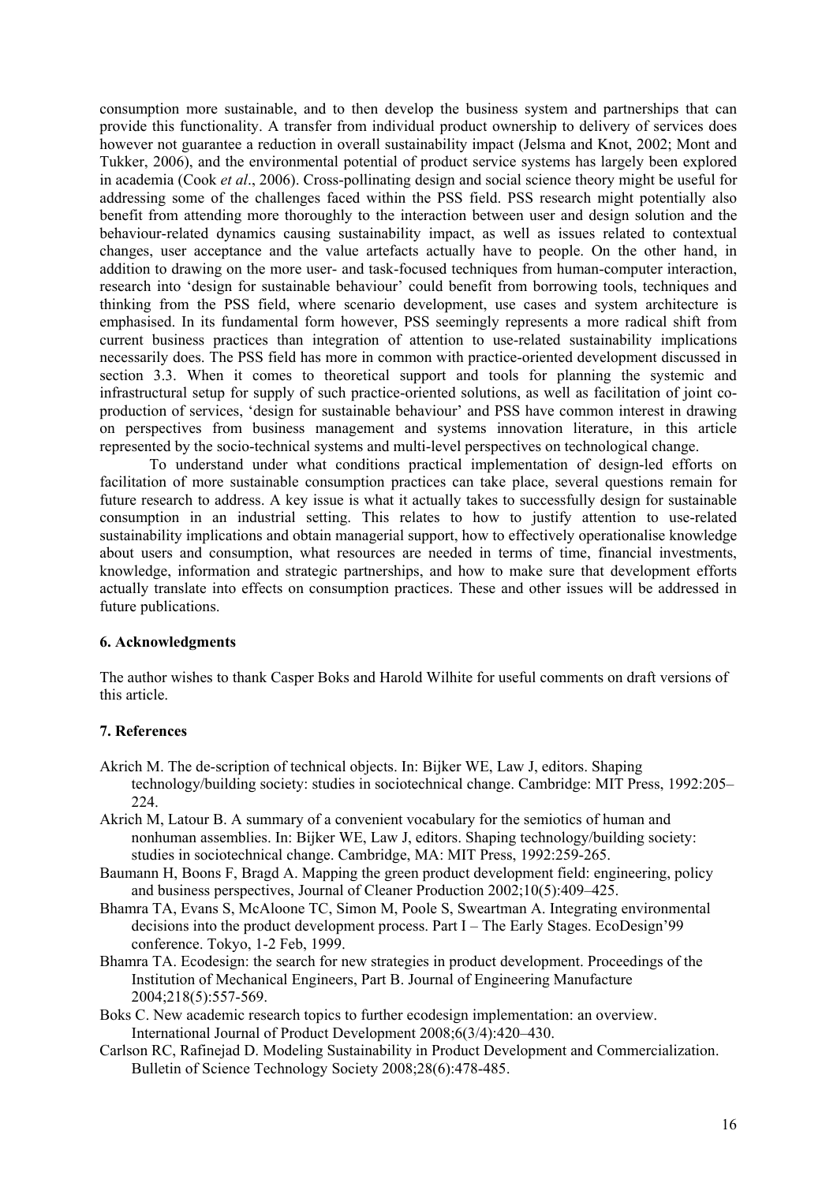consumption more sustainable, and to then develop the business system and partnerships that can provide this functionality. A transfer from individual product ownership to delivery of services does however not guarantee a reduction in overall sustainability impact (Jelsma and Knot, 2002; Mont and Tukker, 2006), and the environmental potential of product service systems has largely been explored in academia (Cook *et al*., 2006). Cross-pollinating design and social science theory might be useful for addressing some of the challenges faced within the PSS field. PSS research might potentially also benefit from attending more thoroughly to the interaction between user and design solution and the behaviour-related dynamics causing sustainability impact, as well as issues related to contextual changes, user acceptance and the value artefacts actually have to people. On the other hand, in addition to drawing on the more user- and task-focused techniques from human-computer interaction, research into 'design for sustainable behaviour' could benefit from borrowing tools, techniques and thinking from the PSS field, where scenario development, use cases and system architecture is emphasised. In its fundamental form however, PSS seemingly represents a more radical shift from current business practices than integration of attention to use-related sustainability implications necessarily does. The PSS field has more in common with practice-oriented development discussed in section 3.3. When it comes to theoretical support and tools for planning the systemic and infrastructural setup for supply of such practice-oriented solutions, as well as facilitation of joint co-production of services, 'design for sustainable behaviour' and PSS have common interest in drawing on perspectives from business management and systems innovation literature, in this article represented by the socio-technical systems and multi-level perspectives on technological change.

To understand under what conditions practical implementation of design-led efforts on facilitation of more sustainable consumption practices can take place, several questions remain for future research to address. A key issue is what it actually takes to successfully design for sustainable consumption in an industrial setting. This relates to how to justify attention to use-related sustainability implications and obtain managerial support, how to effectively operationalise knowledge about users and consumption, what resources are needed in terms of time, financial investments, knowledge, information and strategic partnerships, and how to make sure that development efforts actually translate into effects on consumption practices. These and other issues will be addressed in future publications.

## 6. Acknowledgments

The author wishes to thank Casper Boks and Harold Wilhite for useful comments on draft versions of this article.

## 7. References

Akrich M. The de-scription of technical objects. In: Bijker WE, Law J, editors. Shaping technology/building society: studies in sociotechnical change. Cambridge: MIT Press, 1992:205–224.

Akrich M, Latour B. A summary of a convenient vocabulary for the semiotics of human and nonhuman assemblies. In: Bijker WE, Law J, editors. Shaping technology/building society: studies in sociotechnical change. Cambridge, MA: MIT Press, 1992:259-265.

Baumann H, Boons F, Bragd A. Mapping the green product development field: engineering, policy and business perspectives, Journal of Cleaner Production 2002;10(5):409–425.

Bhamra TA, Evans S, McAloone TC, Simon M, Poole S, Sweartman A. Integrating environmental decisions into the product development process. Part I – The Early Stages. EcoDesign'99 conference. Tokyo, 1-2 Feb, 1999.

Bhamra TA. Ecodesign: the search for new strategies in product development. Proceedings of the Institution of Mechanical Engineers, Part B. Journal of Engineering Manufacture 2004;218(5):557-569.

Boks C. New academic research topics to further ecodesign implementation: an overview. International Journal of Product Development 2008;6(3/4):420–430.

Carlson RC, Rafinejad D. Modeling Sustainability in Product Development and Commercialization. Bulletin of Science Technology Society 2008;28(6):478-485.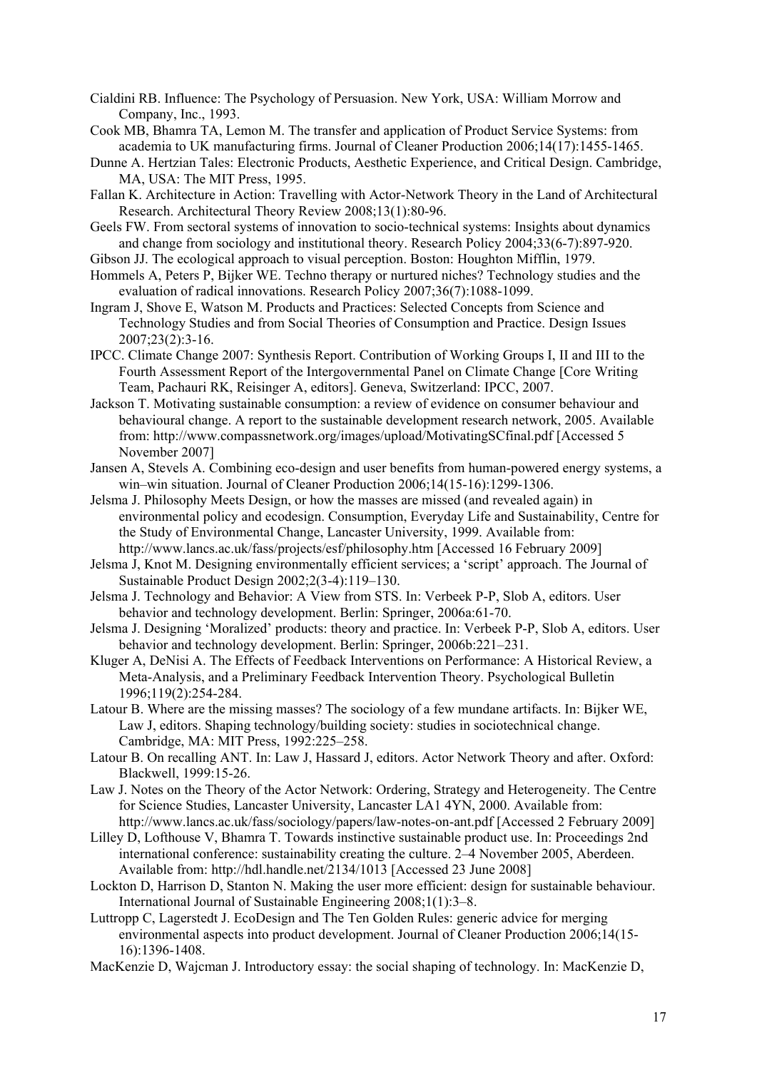Cialdini RB. Influence: The Psychology of Persuasion. New York, USA: William Morrow and Company, Inc., 1993.

Cook MB, Bhamra TA, Lemon M. The transfer and application of Product Service Systems: from academia to UK manufacturing firms. Journal of Cleaner Production 2006;14(17):1455-1465.

Dunne A. Hertzian Tales: Electronic Products, Aesthetic Experience, and Critical Design. Cambridge, MA, USA: The MIT Press, 1995.

Fallan K. Architecture in Action: Travelling with Actor-Network Theory in the Land of Architectural Research. Architectural Theory Review 2008;13(1):80-96.

Geels FW. From sectoral systems of innovation to socio-technical systems: Insights about dynamics and change from sociology and institutional theory. Research Policy 2004;33(6-7):897-920.

Gibson JJ. The ecological approach to visual perception. Boston: Houghton Mifflin, 1979.

Hommels A, Peters P, Bijker WE. Techno therapy or nurtured niches? Technology studies and the evaluation of radical innovations. Research Policy 2007;36(7):1088-1099.

Ingram J, Shove E, Watson M. Products and Practices: Selected Concepts from Science and Technology Studies and from Social Theories of Consumption and Practice. Design Issues 2007;23(2):3-16.

IPCC. Climate Change 2007: Synthesis Report. Contribution of Working Groups I, II and III to the Fourth Assessment Report of the Intergovernmental Panel on Climate Change [Core Writing Team, Pachauri RK, Reisinger A, editors]. Geneva, Switzerland: IPCC, 2007.

Jackson T. Motivating sustainable consumption: a review of evidence on consumer behaviour and behavioural change. A report to the sustainable development research network, 2005. Available from: http://www.compassnetwork.org/images/upload/MotivatingSCfinal.pdf [Accessed 5 November 2007]

Jansen A, Stevels A. Combining eco-design and user benefits from human-powered energy systems, a win–win situation. Journal of Cleaner Production 2006;14(15-16):1299-1306.

Jelsma J. Philosophy Meets Design, or how the masses are missed (and revealed again) in environmental policy and ecodesign. Consumption, Everyday Life and Sustainability, Centre for the Study of Environmental Change, Lancaster University, 1999. Available from: http://www.lancs.ac.uk/fass/projects/esf/philosophy.htm [Accessed 16 February 2009]

Jelsma J, Knot M. Designing environmentally efficient services; a 'script' approach. The Journal of Sustainable Product Design 2002;2(3-4):119–130.

Jelsma J. Technology and Behavior: A View from STS. In: Verbeek P-P, Slob A, editors. User behavior and technology development. Berlin: Springer, 2006a:61-70.

Jelsma J. Designing 'Moralized' products: theory and practice. In: Verbeek P-P, Slob A, editors. User behavior and technology development. Berlin: Springer, 2006b:221–231.

Kluger A, DeNisi A. The Effects of Feedback Interventions on Performance: A Historical Review, a Meta-Analysis, and a Preliminary Feedback Intervention Theory. Psychological Bulletin 1996;119(2):254-284.

Latour B. Where are the missing masses? The sociology of a few mundane artifacts. In: Bijker WE, Law J, editors. Shaping technology/building society: studies in sociotechnical change. Cambridge, MA: MIT Press, 1992:225–258.

Latour B. On recalling ANT. In: Law J, Hassard J, editors. Actor Network Theory and after. Oxford: Blackwell, 1999:15-26.

Law J. Notes on the Theory of the Actor Network: Ordering, Strategy and Heterogeneity. The Centre for Science Studies, Lancaster University, Lancaster LA1 4YN, 2000. Available from: http://www.lancs.ac.uk/fass/sociology/papers/law-notes-on-ant.pdf [Accessed 2 February 2009]

Lilley D, Lofthouse V, Bhamra T. Towards instinctive sustainable product use. In: Proceedings 2nd international conference: sustainability creating the culture. 2–4 November 2005, Aberdeen. Available from: http://hdl.handle.net/2134/1013 [Accessed 23 June 2008]

Lockton D, Harrison D, Stanton N. Making the user more efficient: design for sustainable behaviour. International Journal of Sustainable Engineering 2008;1(1):3–8.

Luttropp C, Lagerstedt J. EcoDesign and The Ten Golden Rules: generic advice for merging environmental aspects into product development. Journal of Cleaner Production 2006;14(15-16):1396-1408.

MacKenzie D, Wajcman J. Introductory essay: the social shaping of technology. In: MacKenzie D,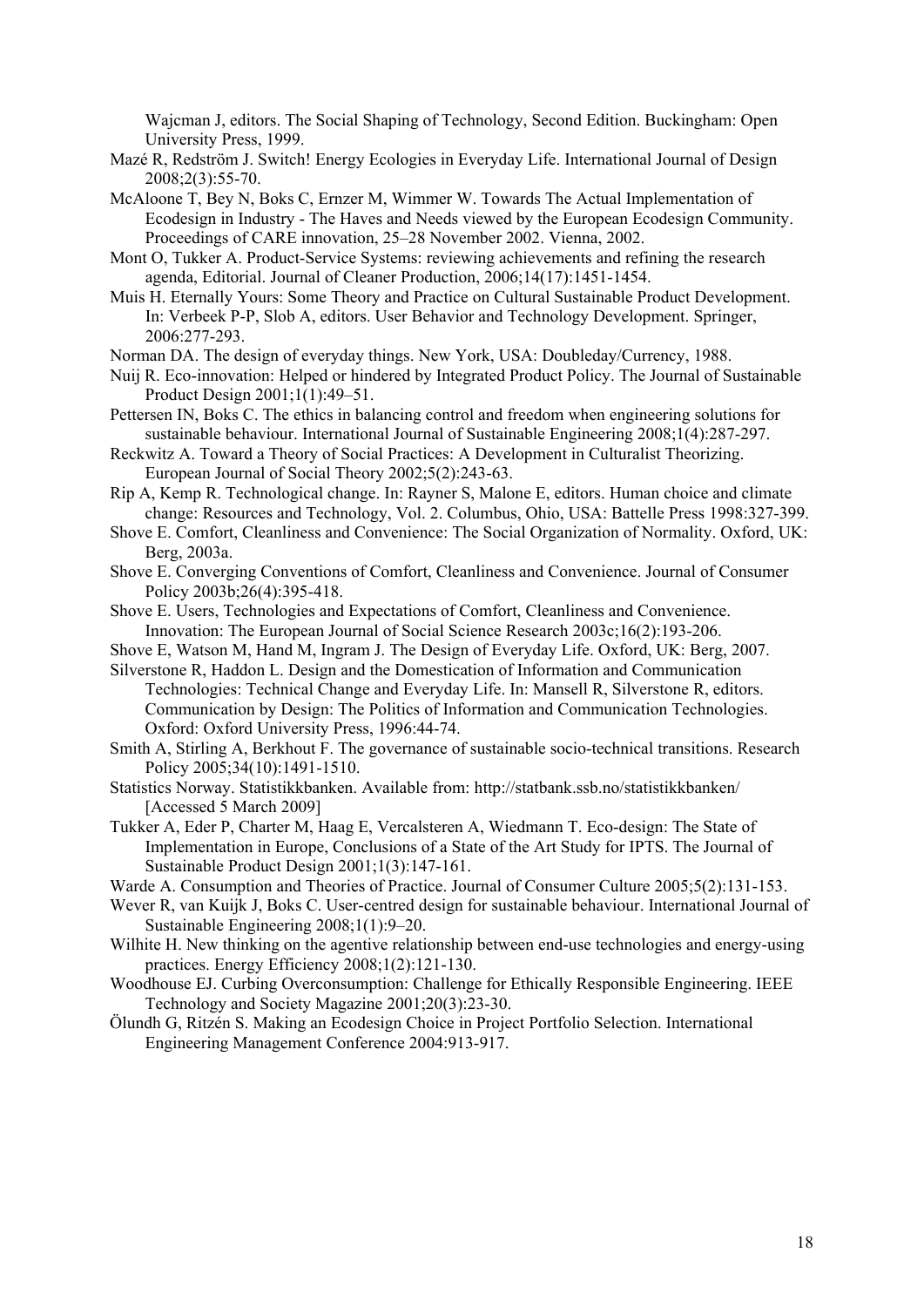Wajcman J, editors. The Social Shaping of Technology, Second Edition. Buckingham: Open University Press, 1999.

Mazé R, Redström J. Switch! Energy Ecologies in Everyday Life. International Journal of Design 2008;2(3):55-70.

McAloone T, Bey N, Boks C, Ernzer M, Wimmer W. Towards The Actual Implementation of Ecodesign in Industry - The Haves and Needs viewed by the European Ecodesign Community. Proceedings of CARE innovation, 25–28 November 2002. Vienna, 2002.

Mont O, Tukker A. Product-Service Systems: reviewing achievements and refining the research agenda, Editorial. Journal of Cleaner Production, 2006;14(17):1451-1454.

Muis H. Eternally Yours: Some Theory and Practice on Cultural Sustainable Product Development. In: Verbeek P-P, Slob A, editors. User Behavior and Technology Development. Springer, 2006:277-293.

Norman DA. The design of everyday things. New York, USA: Doubleday/Currency, 1988.

Nuij R. Eco-innovation: Helped or hindered by Integrated Product Policy. The Journal of Sustainable Product Design 2001;1(1):49–51.

Pettersen IN, Boks C. The ethics in balancing control and freedom when engineering solutions for sustainable behaviour. International Journal of Sustainable Engineering 2008;1(4):287-297.

Reckwitz A. Toward a Theory of Social Practices: A Development in Culturalist Theorizing. European Journal of Social Theory 2002;5(2):243-63.

Rip A, Kemp R. Technological change. In: Rayner S, Malone E, editors. Human choice and climate change: Resources and Technology, Vol. 2. Columbus, Ohio, USA: Battelle Press 1998:327-399.

Shove E. Comfort, Cleanliness and Convenience: The Social Organization of Normality. Oxford, UK: Berg, 2003a.

Shove E. Converging Conventions of Comfort, Cleanliness and Convenience. Journal of Consumer Policy 2003b;26(4):395-418.

Shove E. Users, Technologies and Expectations of Comfort, Cleanliness and Convenience. Innovation: The European Journal of Social Science Research 2003c;16(2):193-206.

Shove E, Watson M, Hand M, Ingram J. The Design of Everyday Life. Oxford, UK: Berg, 2007.

Silverstone R, Haddon L. Design and the Domestication of Information and Communication Technologies: Technical Change and Everyday Life. In: Mansell R, Silverstone R, editors. Communication by Design: The Politics of Information and Communication Technologies. Oxford: Oxford University Press, 1996:44-74.

Smith A, Stirling A, Berkhout F. The governance of sustainable socio-technical transitions. Research Policy 2005;34(10):1491-1510.

Statistics Norway. Statistikkbanken. Available from: http://statbank.ssb.no/statistikkbanken/ [Accessed 5 March 2009]

Tukker A, Eder P, Charter M, Haag E, Vercalsteren A, Wiedmann T. Eco-design: The State of Implementation in Europe, Conclusions of a State of the Art Study for IPTS. The Journal of Sustainable Product Design 2001;1(3):147-161.

Warde A. Consumption and Theories of Practice. Journal of Consumer Culture 2005;5(2):131-153.

Wever R, van Kuijk J, Boks C. User-centred design for sustainable behaviour. International Journal of Sustainable Engineering 2008;1(1):9–20.

Wilhite H. New thinking on the agentive relationship between end-use technologies and energy-using practices. Energy Efficiency 2008;1(2):121-130.

Woodhouse EJ. Curbing Overconsumption: Challenge for Ethically Responsible Engineering. IEEE Technology and Society Magazine 2001;20(3):23-30.

Ölundh G, Ritzén S. Making an Ecodesign Choice in Project Portfolio Selection. International Engineering Management Conference 2004:913-917.